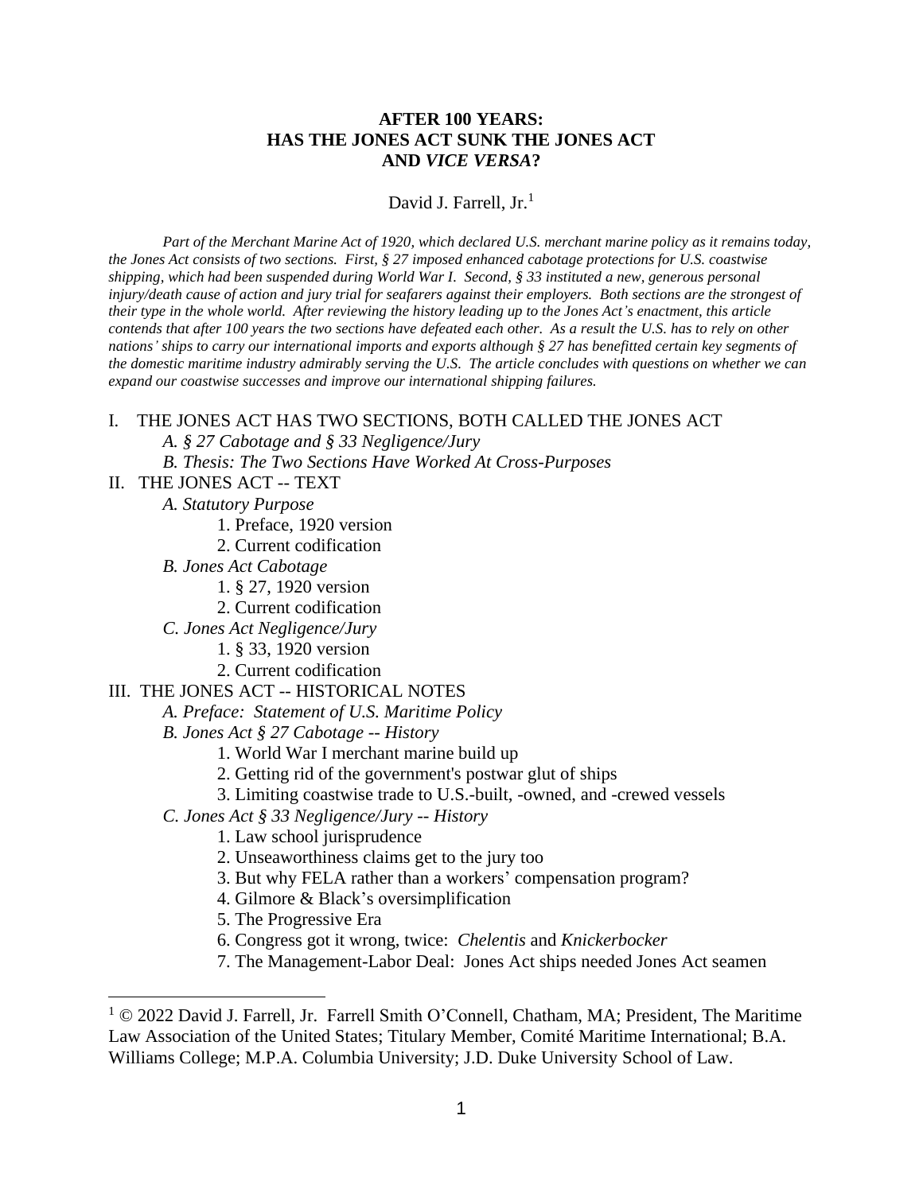# AFTER 100 YEARS: HAS THE JONES ACT SUNK THE JONES ACT AND *VICE VERSA*?

David J. Farrell, Jr.[1]

*Part of the Merchant Marine Act of 1920, which declared U.S. merchant marine policy as it remains today, the Jones Act consists of two sections. First, § 27 imposed enhanced cabotage protections for U.S. coastwise shipping, which had been suspended during World War I. Second, § 33 instituted a new, generous personal injury/death cause of action and jury trial for seafarers against their employers. Both sections are the strongest of their type in the whole world. After reviewing the history leading up to the Jones Act's enactment, this article contends that after 100 years the two sections have defeated each other. As a result the U.S. has to rely on other nations' ships to carry our international imports and exports although § 27 has benefitted certain key segments of the domestic maritime industry admirably serving the U.S. The article concludes with questions on whether we can expand our coastwise successes and improve our international shipping failures.*

- I. THE JONES ACT HAS TWO SECTIONS, BOTH CALLED THE JONES ACT
  - *A. § 27 Cabotage and § 33 Negligence/Jury*
  - *B. Thesis: The Two Sections Have Worked At Cross-Purposes*
- II. THE JONES ACT -- TEXT
  - *A. Statutory Purpose*
    1. Preface, 1920 version
    2. Current codification
  - *B. Jones Act Cabotage*
    1. § 27, 1920 version
    2. Current codification
  - *C. Jones Act Negligence/Jury*
    1. § 33, 1920 version
    2. Current codification
- III. THE JONES ACT -- HISTORICAL NOTES
  - *A. Preface: Statement of U.S. Maritime Policy*
  - *B. Jones Act § 27 Cabotage -- History*
    1. World War I merchant marine build up
    2. Getting rid of the government's postwar glut of ships
    3. Limiting coastwise trade to U.S.-built, -owned, and -crewed vessels
  - *C. Jones Act § 33 Negligence/Jury -- History*
    1. Law school jurisprudence
    2. Unseaworthiness claims get to the jury too
    3. But why FELA rather than a workers' compensation program?
    4. Gilmore & Black's oversimplification
    5. The Progressive Era
    6. Congress got it wrong, twice: *Chelentis* and *Knickerbocker*
    7. The Management-Labor Deal: Jones Act ships needed Jones Act seamen

---

[1] © 2022 David J. Farrell, Jr. Farrell Smith O'Connell, Chatham, MA; President, The Maritime Law Association of the United States; Titulary Member, Comité Maritime International; B.A. Williams College; M.P.A. Columbia University; J.D. Duke University School of Law.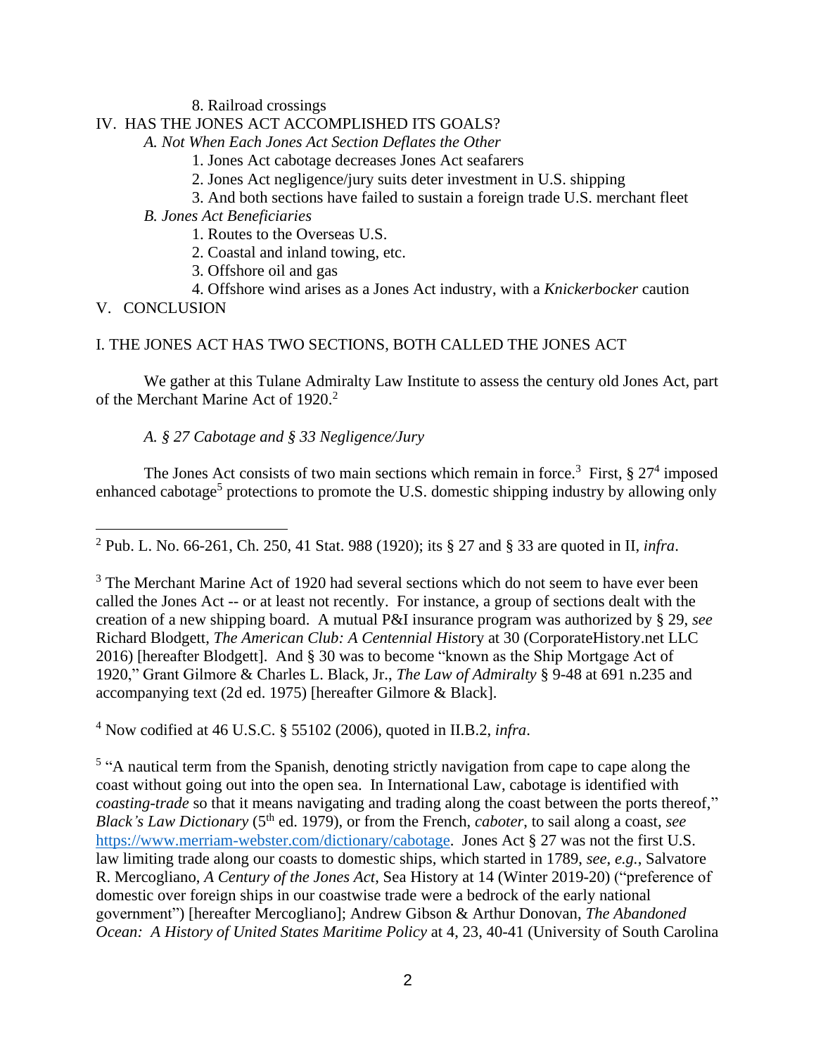8. Railroad crossings

IV. HAS THE JONES ACT ACCOMPLISHED ITS GOALS?

*A. Not When Each Jones Act Section Deflates the Other*

1. Jones Act cabotage decreases Jones Act seafarers
2. Jones Act negligence/jury suits deter investment in U.S. shipping
3. And both sections have failed to sustain a foreign trade U.S. merchant fleet

*B. Jones Act Beneficiaries*

1. Routes to the Overseas U.S.
2. Coastal and inland towing, etc.
3. Offshore oil and gas
4. Offshore wind arises as a Jones Act industry, with a *Knickerbocker* caution

V. CONCLUSION

## I. THE JONES ACT HAS TWO SECTIONS, BOTH CALLED THE JONES ACT

We gather at this Tulane Admiralty Law Institute to assess the century old Jones Act, part of the Merchant Marine Act of 1920.[2]

### *A. § 27 Cabotage and § 33 Negligence/Jury*

The Jones Act consists of two main sections which remain in force.[3] First, § 27[4] imposed enhanced cabotage[5] protections to promote the U.S. domestic shipping industry by allowing only

---

[2] Pub. L. No. 66-261, Ch. 250, 41 Stat. 988 (1920); its § 27 and § 33 are quoted in II, *infra*.

[3] The Merchant Marine Act of 1920 had several sections which do not seem to have ever been called the Jones Act -- or at least not recently. For instance, a group of sections dealt with the creation of a new shipping board. A mutual P&I insurance program was authorized by § 29, *see* Richard Blodgett, *The American Club: A Centennial History* at 30 (CorporateHistory.net LLC 2016) [hereafter Blodgett]. And § 30 was to become "known as the Ship Mortgage Act of 1920," Grant Gilmore & Charles L. Black, Jr., *The Law of Admiralty* § 9-48 at 691 n.235 and accompanying text (2d ed. 1975) [hereafter Gilmore & Black].

[4] Now codified at 46 U.S.C. § 55102 (2006), quoted in II.B.2, *infra*.

[5] "A nautical term from the Spanish, denoting strictly navigation from cape to cape along the coast without going out into the open sea. In International Law, cabotage is identified with *coasting-trade* so that it means navigating and trading along the coast between the ports thereof," *Black's Law Dictionary* (5th ed. 1979), or from the French, *caboter*, to sail along a coast, *see* https://www.merriam-webster.com/dictionary/cabotage. Jones Act § 27 was not the first U.S. law limiting trade along our coasts to domestic ships, which started in 1789, *see*, *e.g.*, Salvatore R. Mercogliano, *A Century of the Jones Act*, Sea History at 14 (Winter 2019-20) ("preference of domestic over foreign ships in our coastwise trade were a bedrock of the early national government") [hereafter Mercogliano]; Andrew Gibson & Arthur Donovan, *The Abandoned Ocean: A History of United States Maritime Policy* at 4, 23, 40-41 (University of South Carolina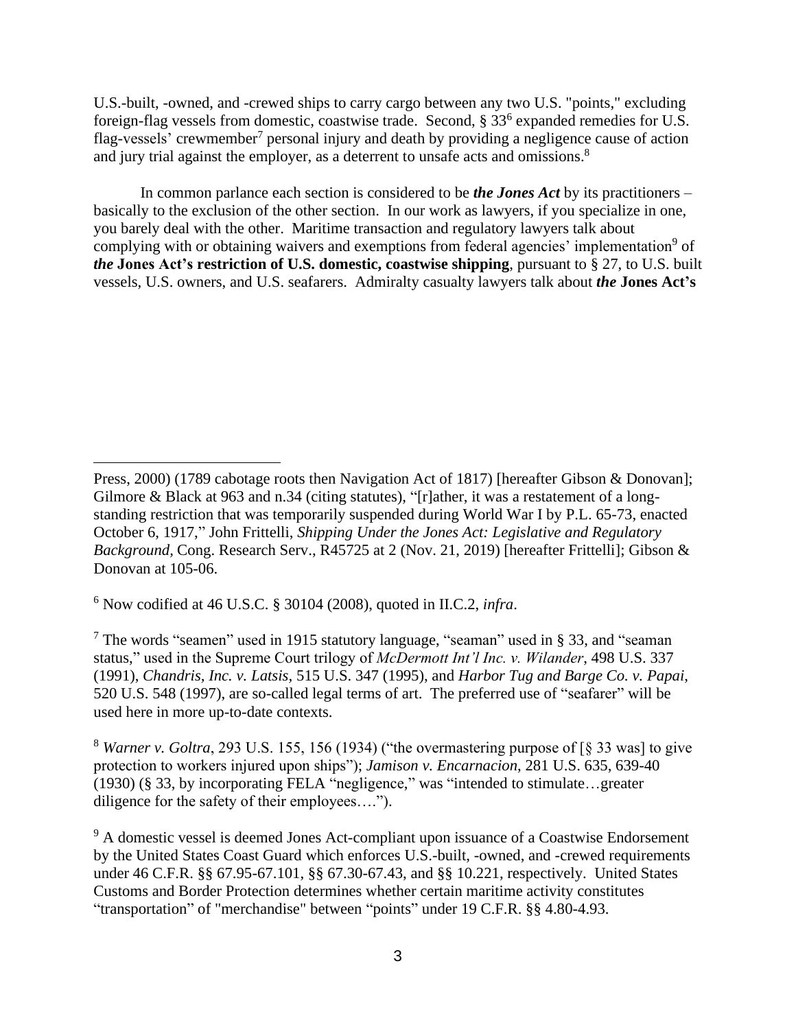U.S.-built, -owned, and -crewed ships to carry cargo between any two U.S. "points," excluding foreign-flag vessels from domestic, coastwise trade. Second, § 33[6] expanded remedies for U.S. flag-vessels' crewmember[7] personal injury and death by providing a negligence cause of action and jury trial against the employer, as a deterrent to unsafe acts and omissions.[8]

In common parlance each section is considered to be ***the Jones Act*** by its practitioners – basically to the exclusion of the other section. In our work as lawyers, if you specialize in one, you barely deal with the other. Maritime transaction and regulatory lawyers talk about complying with or obtaining waivers and exemptions from federal agencies' implementation[9] of ***the*** **Jones Act's restriction of U.S. domestic, coastwise shipping**, pursuant to § 27, to U.S. built vessels, U.S. owners, and U.S. seafarers. Admiralty casualty lawyers talk about ***the*** **Jones Act's**

---

Press, 2000) (1789 cabotage roots then Navigation Act of 1817) [hereafter Gibson & Donovan]; Gilmore & Black at 963 and n.34 (citing statutes), "[r]ather, it was a restatement of a long-standing restriction that was temporarily suspended during World War I by P.L. 65-73, enacted October 6, 1917," John Frittelli, *Shipping Under the Jones Act: Legislative and Regulatory Background*, Cong. Research Serv., R45725 at 2 (Nov. 21, 2019) [hereafter Frittelli]; Gibson & Donovan at 105-06.

[6] Now codified at 46 U.S.C. § 30104 (2008), quoted in II.C.2, *infra*.

[7] The words "seamen" used in 1915 statutory language, "seaman" used in § 33, and "seaman status," used in the Supreme Court trilogy of *McDermott Int'l Inc. v. Wilander*, 498 U.S. 337 (1991), *Chandris, Inc. v. Latsis*, 515 U.S. 347 (1995), and *Harbor Tug and Barge Co. v. Papai*, 520 U.S. 548 (1997), are so-called legal terms of art. The preferred use of "seafarer" will be used here in more up-to-date contexts.

[8] *Warner v. Goltra*, 293 U.S. 155, 156 (1934) ("the overmastering purpose of [§ 33 was] to give protection to workers injured upon ships"); *Jamison v. Encarnacion*, 281 U.S. 635, 639-40 (1930) (§ 33, by incorporating FELA "negligence," was "intended to stimulate…greater diligence for the safety of their employees….").

[9] A domestic vessel is deemed Jones Act-compliant upon issuance of a Coastwise Endorsement by the United States Coast Guard which enforces U.S.-built, -owned, and -crewed requirements under 46 C.F.R. §§ 67.95-67.101, §§ 67.30-67.43, and §§ 10.221, respectively. United States Customs and Border Protection determines whether certain maritime activity constitutes "transportation" of "merchandise" between "points" under 19 C.F.R. §§ 4.80-4.93.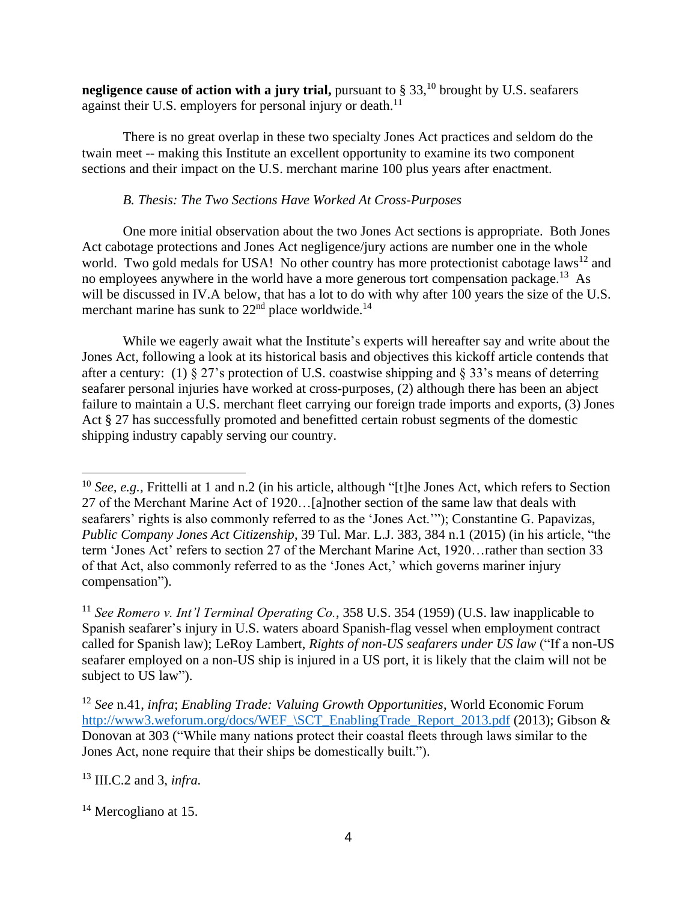**negligence cause of action with a jury trial,** pursuant to § 33,[10] brought by U.S. seafarers against their U.S. employers for personal injury or death.[11]

There is no great overlap in these two specialty Jones Act practices and seldom do the twain meet -- making this Institute an excellent opportunity to examine its two component sections and their impact on the U.S. merchant marine 100 plus years after enactment.

*B. Thesis: The Two Sections Have Worked At Cross-Purposes*

One more initial observation about the two Jones Act sections is appropriate. Both Jones Act cabotage protections and Jones Act negligence/jury actions are number one in the whole world. Two gold medals for USA! No other country has more protectionist cabotage laws[12] and no employees anywhere in the world have a more generous tort compensation package.[13] As will be discussed in IV.A below, that has a lot to do with why after 100 years the size of the U.S. merchant marine has sunk to 22nd place worldwide.[14]

While we eagerly await what the Institute's experts will hereafter say and write about the Jones Act, following a look at its historical basis and objectives this kickoff article contends that after a century: (1) § 27's protection of U.S. coastwise shipping and § 33's means of deterring seafarer personal injuries have worked at cross-purposes, (2) although there has been an abject failure to maintain a U.S. merchant fleet carrying our foreign trade imports and exports, (3) Jones Act § 27 has successfully promoted and benefitted certain robust segments of the domestic shipping industry capably serving our country.

---

[10] *See, e.g.,* Frittelli at 1 and n.2 (in his article, although "[t]he Jones Act, which refers to Section 27 of the Merchant Marine Act of 1920…[a]nother section of the same law that deals with seafarers' rights is also commonly referred to as the 'Jones Act.'"); Constantine G. Papavizas, *Public Company Jones Act Citizenship*, 39 Tul. Mar. L.J. 383, 384 n.1 (2015) (in his article, "the term 'Jones Act' refers to section 27 of the Merchant Marine Act, 1920…rather than section 33 of that Act, also commonly referred to as the 'Jones Act,' which governs mariner injury compensation").

[11] *See Romero v. Int'l Terminal Operating Co.*, 358 U.S. 354 (1959) (U.S. law inapplicable to Spanish seafarer's injury in U.S. waters aboard Spanish-flag vessel when employment contract called for Spanish law); LeRoy Lambert, *Rights of non-US seafarers under US law* ("If a non-US seafarer employed on a non-US ship is injured in a US port, it is likely that the claim will not be subject to US law").

[12] *See* n.41, *infra*; *Enabling Trade: Valuing Growth Opportunities*, World Economic Forum http://www3.weforum.org/docs/WEF_\SCT_EnablingTrade_Report_2013.pdf (2013); Gibson & Donovan at 303 ("While many nations protect their coastal fleets through laws similar to the Jones Act, none require that their ships be domestically built.").

[13] III.C.2 and 3, *infra.*

[14] Mercogliano at 15.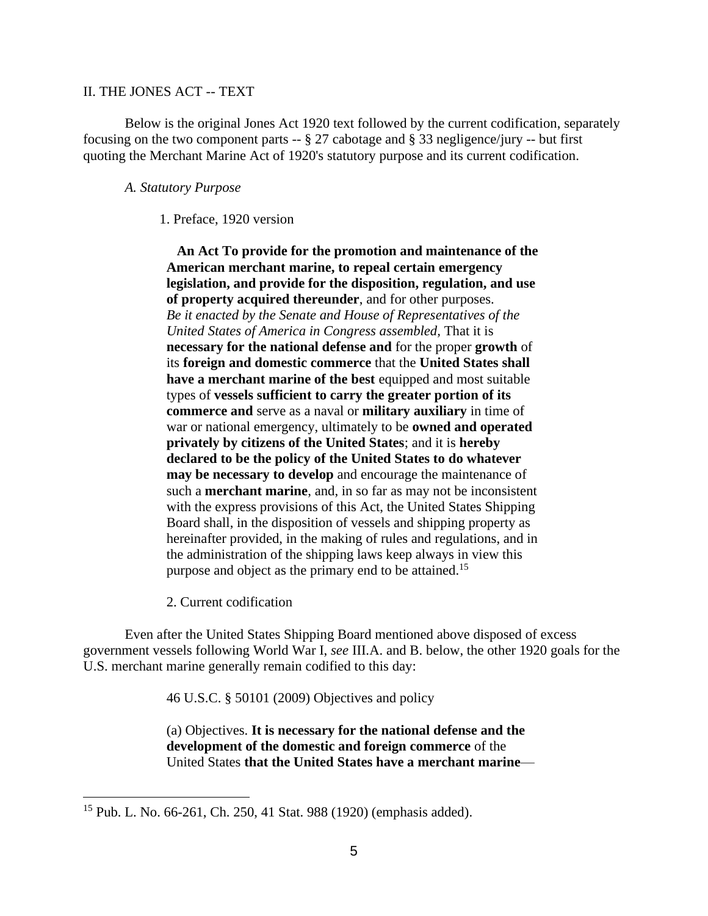## II. THE JONES ACT -- TEXT

Below is the original Jones Act 1920 text followed by the current codification, separately focusing on the two component parts -- § 27 cabotage and § 33 negligence/jury -- but first quoting the Merchant Marine Act of 1920's statutory purpose and its current codification.

### *A. Statutory Purpose*

1. Preface, 1920 version

> **An Act To provide for the promotion and maintenance of the American merchant marine, to repeal certain emergency legislation, and provide for the disposition, regulation, and use of property acquired thereunder**, and for other purposes. *Be it enacted by the Senate and House of Representatives of the United States of America in Congress assembled,* That it is **necessary for the national defense and** for the proper **growth** of its **foreign and domestic commerce** that the **United States shall have a merchant marine of the best** equipped and most suitable types of **vessels sufficient to carry the greater portion of its commerce and** serve as a naval or **military auxiliary** in time of war or national emergency, ultimately to be **owned and operated privately by citizens of the United States**; and it is **hereby declared to be the policy of the United States to do whatever may be necessary to develop** and encourage the maintenance of such a **merchant marine**, and, in so far as may not be inconsistent with the express provisions of this Act, the United States Shipping Board shall, in the disposition of vessels and shipping property as hereinafter provided, in the making of rules and regulations, and in the administration of the shipping laws keep always in view this purpose and object as the primary end to be attained.[15]

2. Current codification

Even after the United States Shipping Board mentioned above disposed of excess government vessels following World War I, *see* III.A. and B. below, the other 1920 goals for the U.S. merchant marine generally remain codified to this day:

> 46 U.S.C. § 50101 (2009) Objectives and policy
>
> (a) Objectives. **It is necessary for the national defense and the development of the domestic and foreign commerce** of the United States **that the United States have a merchant marine**—

[15] Pub. L. No. 66-261, Ch. 250, 41 Stat. 988 (1920) (emphasis added).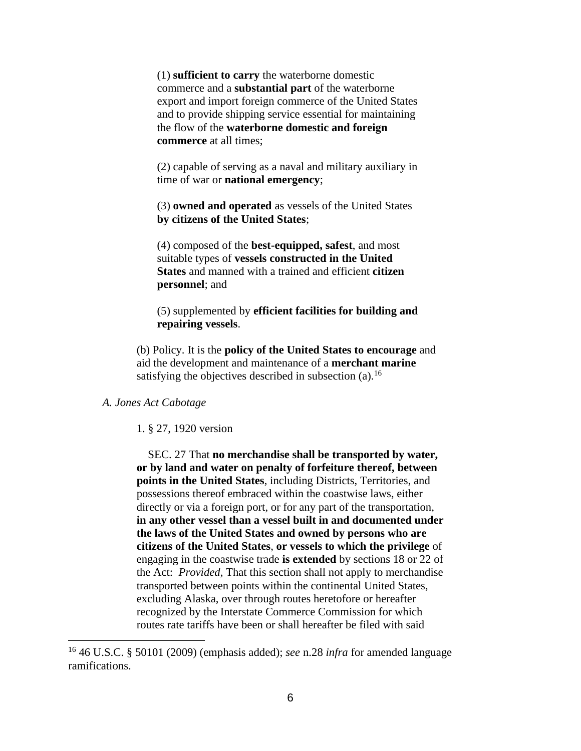> (1) **sufficient to carry** the waterborne domestic commerce and a **substantial part** of the waterborne export and import foreign commerce of the United States and to provide shipping service essential for maintaining the flow of the **waterborne domestic and foreign commerce** at all times;
>
> (2) capable of serving as a naval and military auxiliary in time of war or **national emergency**;
>
> (3) **owned and operated** as vessels of the United States **by citizens of the United States**;
>
> (4) composed of the **best-equipped, safest**, and most suitable types of **vessels constructed in the United States** and manned with a trained and efficient **citizen personnel**; and
>
> (5) supplemented by **efficient facilities for building and repairing vessels**.
>
> (b) Policy. It is the **policy of the United States to encourage** and aid the development and maintenance of a **merchant marine** satisfying the objectives described in subsection (a).[16]

*A. Jones Act Cabotage*

1. § 27, 1920 version

> SEC. 27 That **no merchandise shall be transported by water, or by land and water on penalty of forfeiture thereof, between points in the United States**, including Districts, Territories, and possessions thereof embraced within the coastwise laws, either directly or via a foreign port, or for any part of the transportation, **in any other vessel than a vessel built in and documented under the laws of the United States and owned by persons who are citizens of the United States**, **or vessels to which the privilege** of engaging in the coastwise trade **is extended** by sections 18 or 22 of the Act: *Provided*, That this section shall not apply to merchandise transported between points within the continental United States, excluding Alaska, over through routes heretofore or hereafter recognized by the Interstate Commerce Commission for which routes rate tariffs have been or shall hereafter be filed with said

---

[16] 46 U.S.C. § 50101 (2009) (emphasis added); *see* n.28 *infra* for amended language ramifications.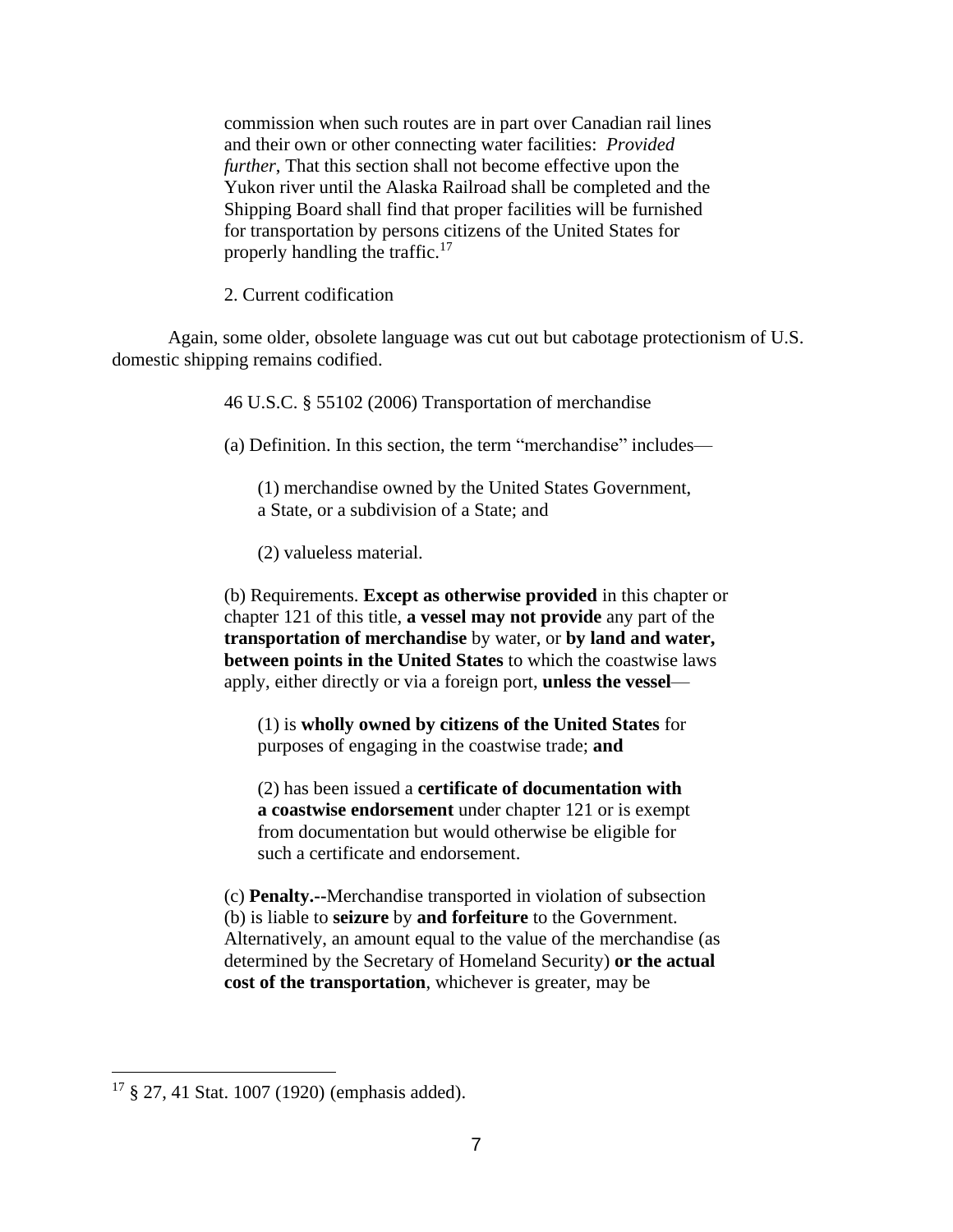> commission when such routes are in part over Canadian rail lines and their own or other connecting water facilities: *Provided further*, That this section shall not become effective upon the Yukon river until the Alaska Railroad shall be completed and the Shipping Board shall find that proper facilities will be furnished for transportation by persons citizens of the United States for properly handling the traffic.[17]

2. Current codification

Again, some older, obsolete language was cut out but cabotage protectionism of U.S. domestic shipping remains codified.

> 46 U.S.C. § 55102 (2006) Transportation of merchandise
>
> (a) Definition. In this section, the term "merchandise" includes—
>
> (1) merchandise owned by the United States Government, a State, or a subdivision of a State; and
>
> (2) valueless material.
>
> (b) Requirements. **Except as otherwise provided** in this chapter or chapter 121 of this title, **a vessel may not provide** any part of the **transportation of merchandise** by water, or **by land and water, between points in the United States** to which the coastwise laws apply, either directly or via a foreign port, **unless the vessel**—
>
> (1) is **wholly owned by citizens of the United States** for purposes of engaging in the coastwise trade; **and**
>
> (2) has been issued a **certificate of documentation with a coastwise endorsement** under chapter 121 or is exempt from documentation but would otherwise be eligible for such a certificate and endorsement.
>
> (c) **Penalty.--**Merchandise transported in violation of subsection (b) is liable to **seizure** by **and forfeiture** to the Government. Alternatively, an amount equal to the value of the merchandise (as determined by the Secretary of Homeland Security) **or the actual cost of the transportation**, whichever is greater, may be

---

[17] § 27, 41 Stat. 1007 (1920) (emphasis added).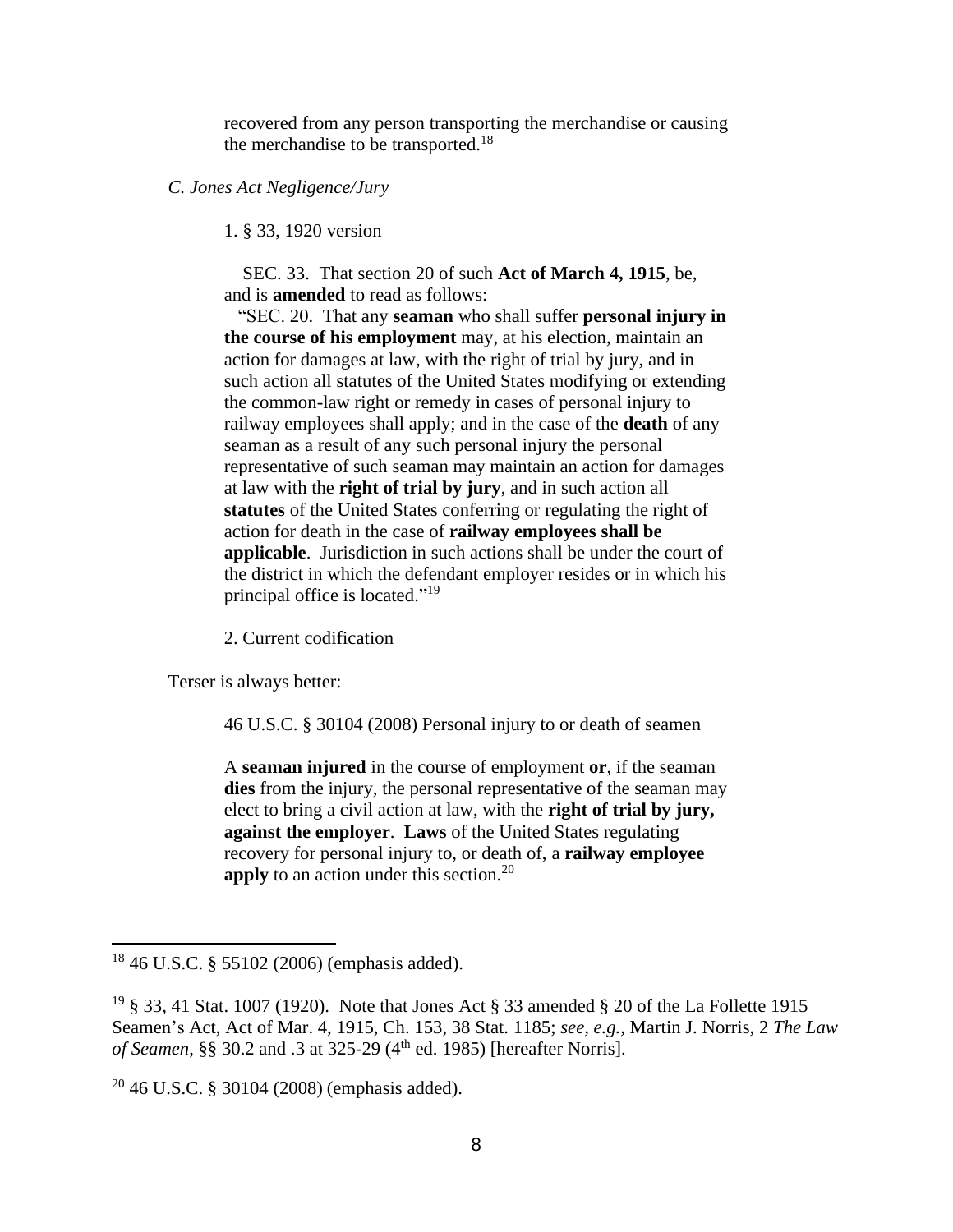> recovered from any person transporting the merchandise or causing the merchandise to be transported.[18]

*C. Jones Act Negligence/Jury*

1. § 33, 1920 version

> SEC. 33. That section 20 of such **Act of March 4, 1915**, be, and is **amended** to read as follows:
>
> "SEC. 20. That any **seaman** who shall suffer **personal injury in the course of his employment** may, at his election, maintain an action for damages at law, with the right of trial by jury, and in such action all statutes of the United States modifying or extending the common-law right or remedy in cases of personal injury to railway employees shall apply; and in the case of the **death** of any seaman as a result of any such personal injury the personal representative of such seaman may maintain an action for damages at law with the **right of trial by jury**, and in such action all **statutes** of the United States conferring or regulating the right of action for death in the case of **railway employees shall be applicable**. Jurisdiction in such actions shall be under the court of the district in which the defendant employer resides or in which his principal office is located."[19]

2. Current codification

Terser is always better:

> 46 U.S.C. § 30104 (2008) Personal injury to or death of seamen
>
> A **seaman injured** in the course of employment **or**, if the seaman **dies** from the injury, the personal representative of the seaman may elect to bring a civil action at law, with the **right of trial by jury, against the employer**. **Laws** of the United States regulating recovery for personal injury to, or death of, a **railway employee apply** to an action under this section.[20]

---

[18] 46 U.S.C. § 55102 (2006) (emphasis added).

[19] § 33, 41 Stat. 1007 (1920). Note that Jones Act § 33 amended § 20 of the La Follette 1915 Seamen's Act, Act of Mar. 4, 1915, Ch. 153, 38 Stat. 1185; *see, e.g.*, Martin J. Norris, 2 *The Law of Seamen*, §§ 30.2 and .3 at 325-29 (4th ed. 1985) [hereafter Norris].

[20] 46 U.S.C. § 30104 (2008) (emphasis added).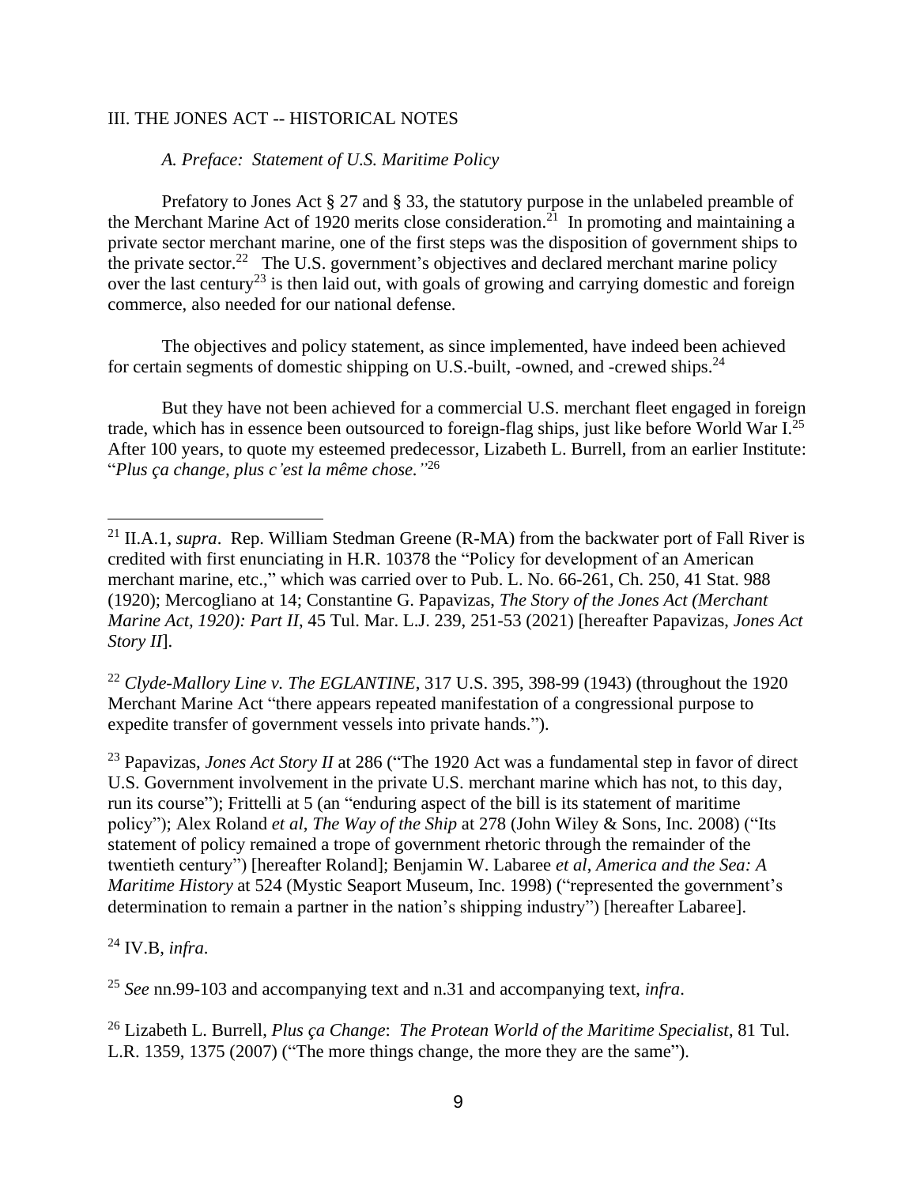## III. THE JONES ACT -- HISTORICAL NOTES

### *A. Preface: Statement of U.S. Maritime Policy*

Prefatory to Jones Act § 27 and § 33, the statutory purpose in the unlabeled preamble of the Merchant Marine Act of 1920 merits close consideration.[21] In promoting and maintaining a private sector merchant marine, one of the first steps was the disposition of government ships to the private sector.[22] The U.S. government's objectives and declared merchant marine policy over the last century[23] is then laid out, with goals of growing and carrying domestic and foreign commerce, also needed for our national defense.

The objectives and policy statement, as since implemented, have indeed been achieved for certain segments of domestic shipping on U.S.-built, -owned, and -crewed ships.[24]

But they have not been achieved for a commercial U.S. merchant fleet engaged in foreign trade, which has in essence been outsourced to foreign-flag ships, just like before World War I.[25] After 100 years, to quote my esteemed predecessor, Lizabeth L. Burrell, from an earlier Institute: "*Plus ça change, plus c'est la même chose.*"[26]

---

[21] II.A.1, *supra*. Rep. William Stedman Greene (R-MA) from the backwater port of Fall River is credited with first enunciating in H.R. 10378 the "Policy for development of an American merchant marine, etc.," which was carried over to Pub. L. No. 66-261, Ch. 250, 41 Stat. 988 (1920); Mercogliano at 14; Constantine G. Papavizas, *The Story of the Jones Act (Merchant Marine Act, 1920): Part II*, 45 Tul. Mar. L.J. 239, 251-53 (2021) [hereafter Papavizas, *Jones Act Story II*].

[22] *Clyde-Mallory Line v. The EGLANTINE*, 317 U.S. 395, 398-99 (1943) (throughout the 1920 Merchant Marine Act "there appears repeated manifestation of a congressional purpose to expedite transfer of government vessels into private hands.").

[23] Papavizas, *Jones Act Story II* at 286 ("The 1920 Act was a fundamental step in favor of direct U.S. Government involvement in the private U.S. merchant marine which has not, to this day, run its course"); Frittelli at 5 (an "enduring aspect of the bill is its statement of maritime policy"); Alex Roland *et al*, *The Way of the Ship* at 278 (John Wiley & Sons, Inc. 2008) ("Its statement of policy remained a trope of government rhetoric through the remainder of the twentieth century") [hereafter Roland]; Benjamin W. Labaree *et al*, *America and the Sea: A Maritime History* at 524 (Mystic Seaport Museum, Inc. 1998) ("represented the government's determination to remain a partner in the nation's shipping industry") [hereafter Labaree].

[24] IV.B, *infra*.

[25] *See* nn.99-103 and accompanying text and n.31 and accompanying text, *infra*.

[26] Lizabeth L. Burrell, *Plus ça Change*: *The Protean World of the Maritime Specialist*, 81 Tul. L.R. 1359, 1375 (2007) ("The more things change, the more they are the same").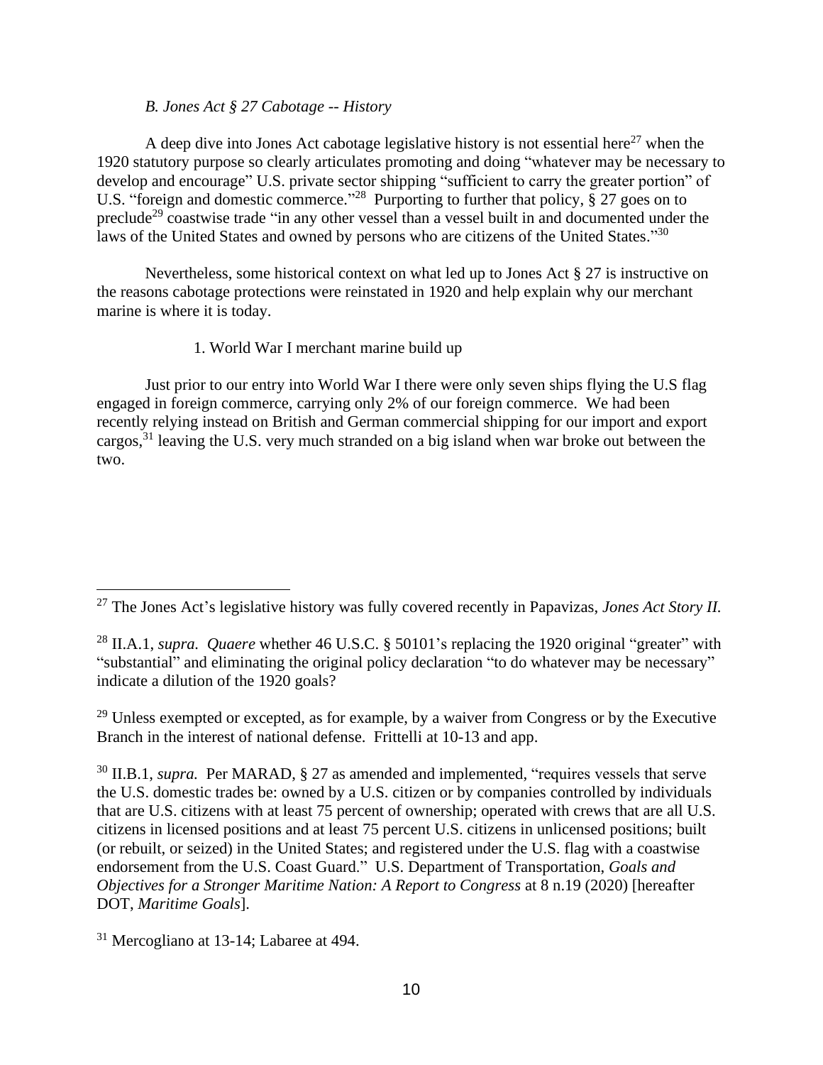### *B. Jones Act § 27 Cabotage -- History*

A deep dive into Jones Act cabotage legislative history is not essential here[27] when the 1920 statutory purpose so clearly articulates promoting and doing "whatever may be necessary to develop and encourage" U.S. private sector shipping "sufficient to carry the greater portion" of U.S. "foreign and domestic commerce."[28] Purporting to further that policy, § 27 goes on to preclude[29] coastwise trade "in any other vessel than a vessel built in and documented under the laws of the United States and owned by persons who are citizens of the United States."[30]

Nevertheless, some historical context on what led up to Jones Act § 27 is instructive on the reasons cabotage protections were reinstated in 1920 and help explain why our merchant marine is where it is today.

#### 1. World War I merchant marine build up

Just prior to our entry into World War I there were only seven ships flying the U.S flag engaged in foreign commerce, carrying only 2% of our foreign commerce. We had been recently relying instead on British and German commercial shipping for our import and export cargos,[31] leaving the U.S. very much stranded on a big island when war broke out between the two.

---

[27] The Jones Act's legislative history was fully covered recently in Papavizas, *Jones Act Story II.*

[28] II.A.1, *supra. Quaere* whether 46 U.S.C. § 50101's replacing the 1920 original "greater" with "substantial" and eliminating the original policy declaration "to do whatever may be necessary" indicate a dilution of the 1920 goals?

[29] Unless exempted or excepted, as for example, by a waiver from Congress or by the Executive Branch in the interest of national defense. Frittelli at 10-13 and app.

[30] II.B.1, *supra.* Per MARAD, § 27 as amended and implemented, "requires vessels that serve the U.S. domestic trades be: owned by a U.S. citizen or by companies controlled by individuals that are U.S. citizens with at least 75 percent of ownership; operated with crews that are all U.S. citizens in licensed positions and at least 75 percent U.S. citizens in unlicensed positions; built (or rebuilt, or seized) in the United States; and registered under the U.S. flag with a coastwise endorsement from the U.S. Coast Guard." U.S. Department of Transportation, *Goals and Objectives for a Stronger Maritime Nation: A Report to Congress* at 8 n.19 (2020) [hereafter DOT, *Maritime Goals*].

[31] Mercogliano at 13-14; Labaree at 494.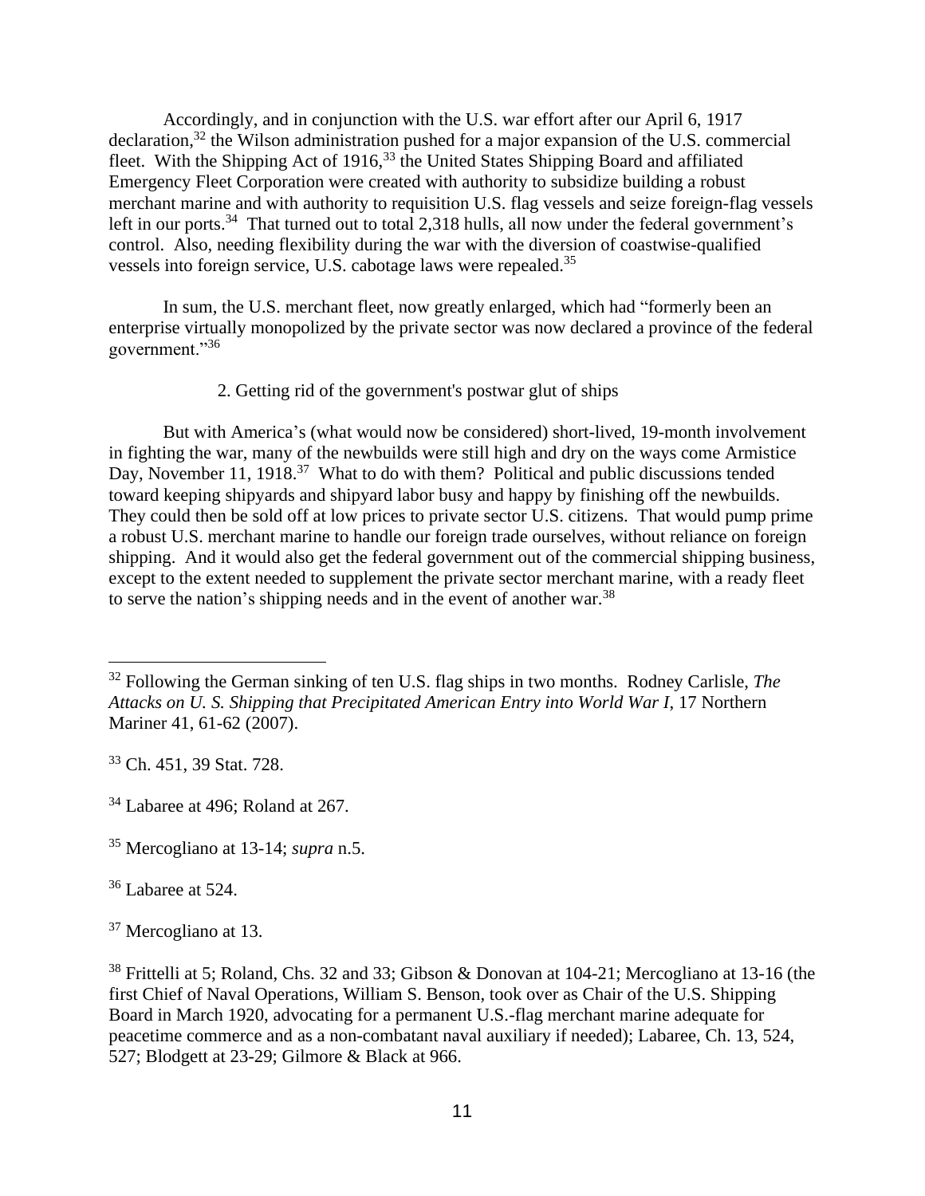Accordingly, and in conjunction with the U.S. war effort after our April 6, 1917 declaration,[32] the Wilson administration pushed for a major expansion of the U.S. commercial fleet. With the Shipping Act of 1916,[33] the United States Shipping Board and affiliated Emergency Fleet Corporation were created with authority to subsidize building a robust merchant marine and with authority to requisition U.S. flag vessels and seize foreign-flag vessels left in our ports.[34] That turned out to total 2,318 hulls, all now under the federal government's control. Also, needing flexibility during the war with the diversion of coastwise-qualified vessels into foreign service, U.S. cabotage laws were repealed.[35]

In sum, the U.S. merchant fleet, now greatly enlarged, which had "formerly been an enterprise virtually monopolized by the private sector was now declared a province of the federal government."[36]

2. Getting rid of the government's postwar glut of ships

But with America's (what would now be considered) short-lived, 19-month involvement in fighting the war, many of the newbuilds were still high and dry on the ways come Armistice Day, November 11, 1918.[37] What to do with them? Political and public discussions tended toward keeping shipyards and shipyard labor busy and happy by finishing off the newbuilds. They could then be sold off at low prices to private sector U.S. citizens. That would pump prime a robust U.S. merchant marine to handle our foreign trade ourselves, without reliance on foreign shipping. And it would also get the federal government out of the commercial shipping business, except to the extent needed to supplement the private sector merchant marine, with a ready fleet to serve the nation's shipping needs and in the event of another war.[38]

---

[32] Following the German sinking of ten U.S. flag ships in two months. Rodney Carlisle, *The Attacks on U. S. Shipping that Precipitated American Entry into World War I*, 17 Northern Mariner 41, 61-62 (2007).

[33] Ch. 451, 39 Stat. 728.

[34] Labaree at 496; Roland at 267.

[35] Mercogliano at 13-14; *supra* n.5.

[36] Labaree at 524.

[37] Mercogliano at 13.

[38] Frittelli at 5; Roland, Chs. 32 and 33; Gibson & Donovan at 104-21; Mercogliano at 13-16 (the first Chief of Naval Operations, William S. Benson, took over as Chair of the U.S. Shipping Board in March 1920, advocating for a permanent U.S.-flag merchant marine adequate for peacetime commerce and as a non-combatant naval auxiliary if needed); Labaree, Ch. 13, 524, 527; Blodgett at 23-29; Gilmore & Black at 966.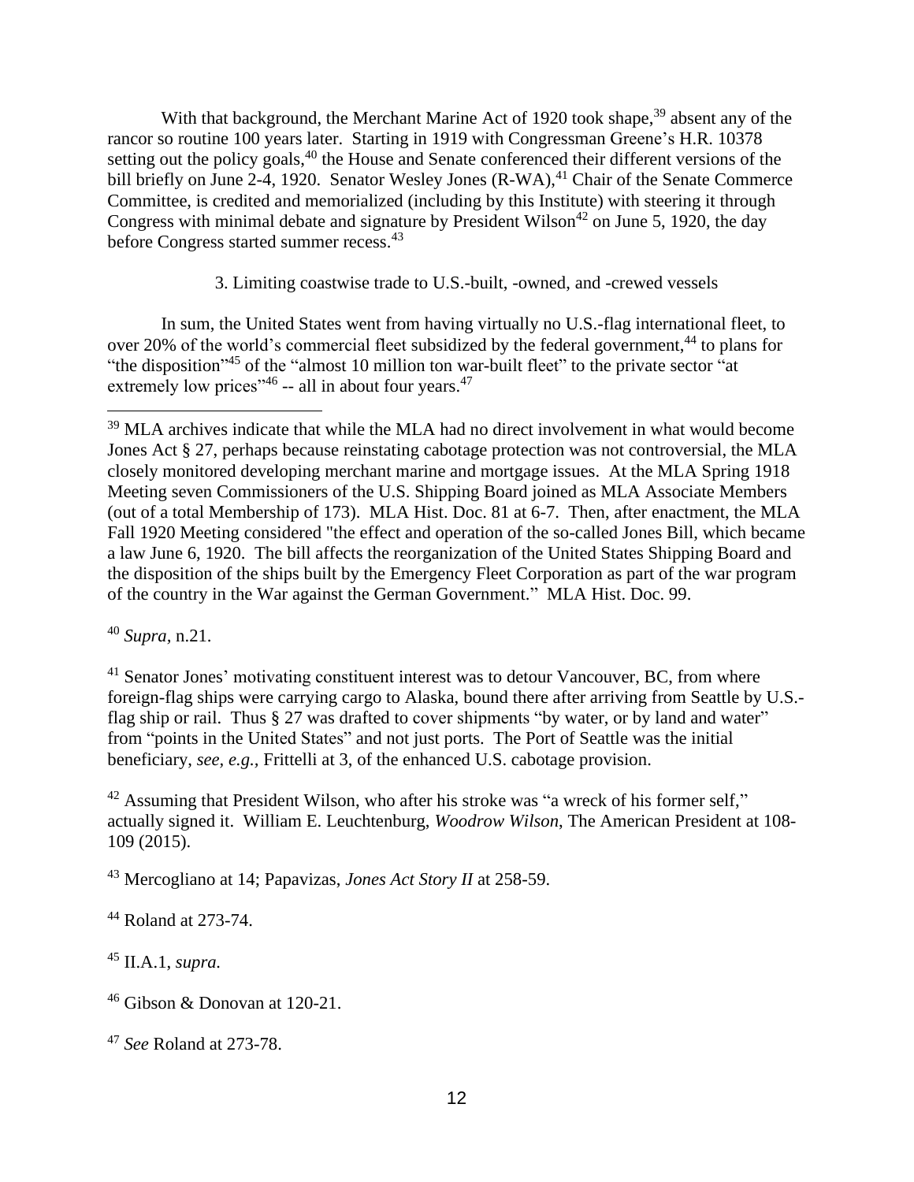With that background, the Merchant Marine Act of 1920 took shape,[39] absent any of the rancor so routine 100 years later. Starting in 1919 with Congressman Greene's H.R. 10378 setting out the policy goals,[40] the House and Senate conferenced their different versions of the bill briefly on June 2-4, 1920. Senator Wesley Jones (R-WA),[41] Chair of the Senate Commerce Committee, is credited and memorialized (including by this Institute) with steering it through Congress with minimal debate and signature by President Wilson[42] on June 5, 1920, the day before Congress started summer recess.[43]

### 3. Limiting coastwise trade to U.S.-built, -owned, and -crewed vessels

In sum, the United States went from having virtually no U.S.-flag international fleet, to over 20% of the world's commercial fleet subsidized by the federal government,[44] to plans for "the disposition"[45] of the "almost 10 million ton war-built fleet" to the private sector "at extremely low prices"[46] -- all in about four years.[47]

---

[39] MLA archives indicate that while the MLA had no direct involvement in what would become Jones Act § 27, perhaps because reinstating cabotage protection was not controversial, the MLA closely monitored developing merchant marine and mortgage issues. At the MLA Spring 1918 Meeting seven Commissioners of the U.S. Shipping Board joined as MLA Associate Members (out of a total Membership of 173). MLA Hist. Doc. 81 at 6-7. Then, after enactment, the MLA Fall 1920 Meeting considered "the effect and operation of the so-called Jones Bill, which became a law June 6, 1920. The bill affects the reorganization of the United States Shipping Board and the disposition of the ships built by the Emergency Fleet Corporation as part of the war program of the country in the War against the German Government." MLA Hist. Doc. 99.

[40] *Supra*, n.21.

[41] Senator Jones' motivating constituent interest was to detour Vancouver, BC, from where foreign-flag ships were carrying cargo to Alaska, bound there after arriving from Seattle by U.S.-flag ship or rail. Thus § 27 was drafted to cover shipments "by water, or by land and water" from "points in the United States" and not just ports. The Port of Seattle was the initial beneficiary, *see, e.g.*, Frittelli at 3, of the enhanced U.S. cabotage provision.

[42] Assuming that President Wilson, who after his stroke was "a wreck of his former self," actually signed it. William E. Leuchtenburg, *Woodrow Wilson*, The American President at 108-109 (2015).

[43] Mercogliano at 14; Papavizas, *Jones Act Story II* at 258-59.

[44] Roland at 273-74.

[45] II.A.1, *supra*.

[46] Gibson & Donovan at 120-21.

[47] *See* Roland at 273-78.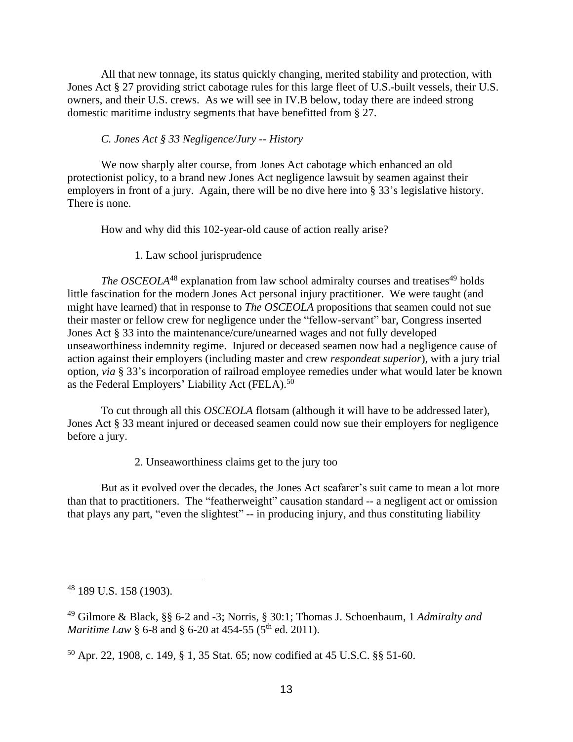All that new tonnage, its status quickly changing, merited stability and protection, with Jones Act § 27 providing strict cabotage rules for this large fleet of U.S.-built vessels, their U.S. owners, and their U.S. crews. As we will see in IV.B below, today there are indeed strong domestic maritime industry segments that have benefitted from § 27.

### *C. Jones Act § 33 Negligence/Jury -- History*

We now sharply alter course, from Jones Act cabotage which enhanced an old protectionist policy, to a brand new Jones Act negligence lawsuit by seamen against their employers in front of a jury. Again, there will be no dive here into § 33's legislative history. There is none.

How and why did this 102-year-old cause of action really arise?

#### 1. Law school jurisprudence

*The OSCEOLA*[48] explanation from law school admiralty courses and treatises[49] holds little fascination for the modern Jones Act personal injury practitioner. We were taught (and might have learned) that in response to *The OSCEOLA* propositions that seamen could not sue their master or fellow crew for negligence under the "fellow-servant" bar, Congress inserted Jones Act § 33 into the maintenance/cure/unearned wages and not fully developed unseaworthiness indemnity regime. Injured or deceased seamen now had a negligence cause of action against their employers (including master and crew *respondeat superior*), with a jury trial option, *via* § 33's incorporation of railroad employee remedies under what would later be known as the Federal Employers' Liability Act (FELA).[50]

To cut through all this *OSCEOLA* flotsam (although it will have to be addressed later), Jones Act § 33 meant injured or deceased seamen could now sue their employers for negligence before a jury.

#### 2. Unseaworthiness claims get to the jury too

But as it evolved over the decades, the Jones Act seafarer's suit came to mean a lot more than that to practitioners. The "featherweight" causation standard -- a negligent act or omission that plays any part, "even the slightest" -- in producing injury, and thus constituting liability

---

[48] 189 U.S. 158 (1903).

[49] Gilmore & Black, §§ 6-2 and -3; Norris, § 30:1; Thomas J. Schoenbaum, 1 *Admiralty and Maritime Law* § 6-8 and § 6-20 at 454-55 (5th ed. 2011).

[50] Apr. 22, 1908, c. 149, § 1, 35 Stat. 65; now codified at 45 U.S.C. §§ 51-60.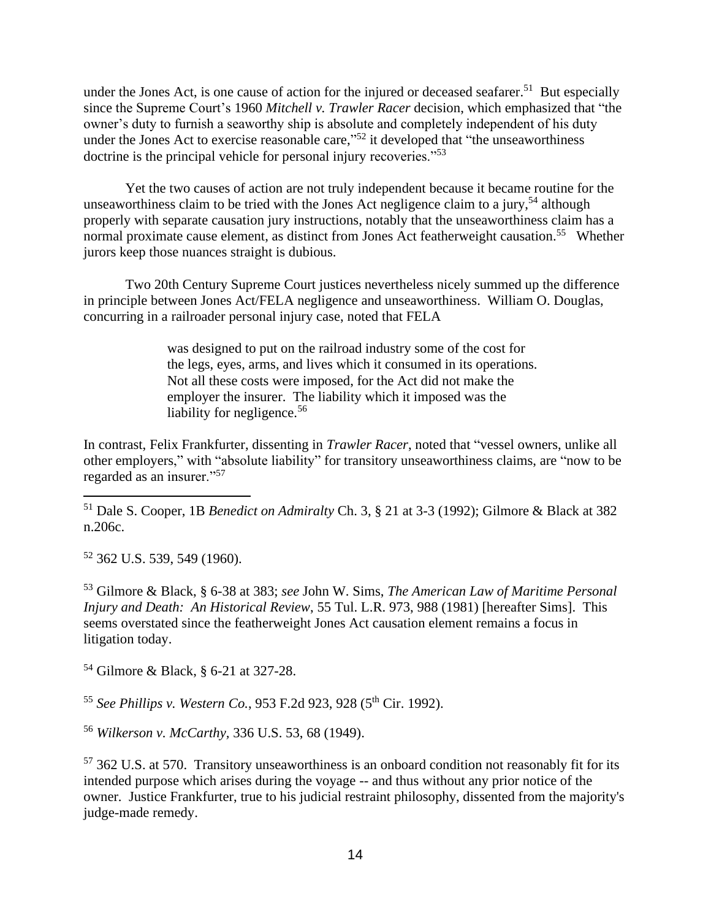under the Jones Act, is one cause of action for the injured or deceased seafarer.[51] But especially since the Supreme Court's 1960 *Mitchell v. Trawler Racer* decision, which emphasized that "the owner's duty to furnish a seaworthy ship is absolute and completely independent of his duty under the Jones Act to exercise reasonable care,"[52] it developed that "the unseaworthiness doctrine is the principal vehicle for personal injury recoveries."[53]

Yet the two causes of action are not truly independent because it became routine for the unseaworthiness claim to be tried with the Jones Act negligence claim to a jury,[54] although properly with separate causation jury instructions, notably that the unseaworthiness claim has a normal proximate cause element, as distinct from Jones Act featherweight causation.[55] Whether jurors keep those nuances straight is dubious.

Two 20th Century Supreme Court justices nevertheless nicely summed up the difference in principle between Jones Act/FELA negligence and unseaworthiness. William O. Douglas, concurring in a railroader personal injury case, noted that FELA

> was designed to put on the railroad industry some of the cost for the legs, eyes, arms, and lives which it consumed in its operations. Not all these costs were imposed, for the Act did not make the employer the insurer. The liability which it imposed was the liability for negligence.[56]

In contrast, Felix Frankfurter, dissenting in *Trawler Racer*, noted that "vessel owners, unlike all other employers," with "absolute liability" for transitory unseaworthiness claims, are "now to be regarded as an insurer."[57]

---

[51] Dale S. Cooper, 1B *Benedict on Admiralty* Ch. 3, § 21 at 3-3 (1992); Gilmore & Black at 382 n.206c.

[52] 362 U.S. 539, 549 (1960).

[53] Gilmore & Black, § 6-38 at 383; *see* John W. Sims, *The American Law of Maritime Personal Injury and Death: An Historical Review*, 55 Tul. L.R. 973, 988 (1981) [hereafter Sims]. This seems overstated since the featherweight Jones Act causation element remains a focus in litigation today.

[54] Gilmore & Black, § 6-21 at 327-28.

[55] *See Phillips v. Western Co.*, 953 F.2d 923, 928 (5th Cir. 1992).

[56] *Wilkerson v. McCarthy*, 336 U.S. 53, 68 (1949).

[57] 362 U.S. at 570. Transitory unseaworthiness is an onboard condition not reasonably fit for its intended purpose which arises during the voyage -- and thus without any prior notice of the owner. Justice Frankfurter, true to his judicial restraint philosophy, dissented from the majority's judge-made remedy.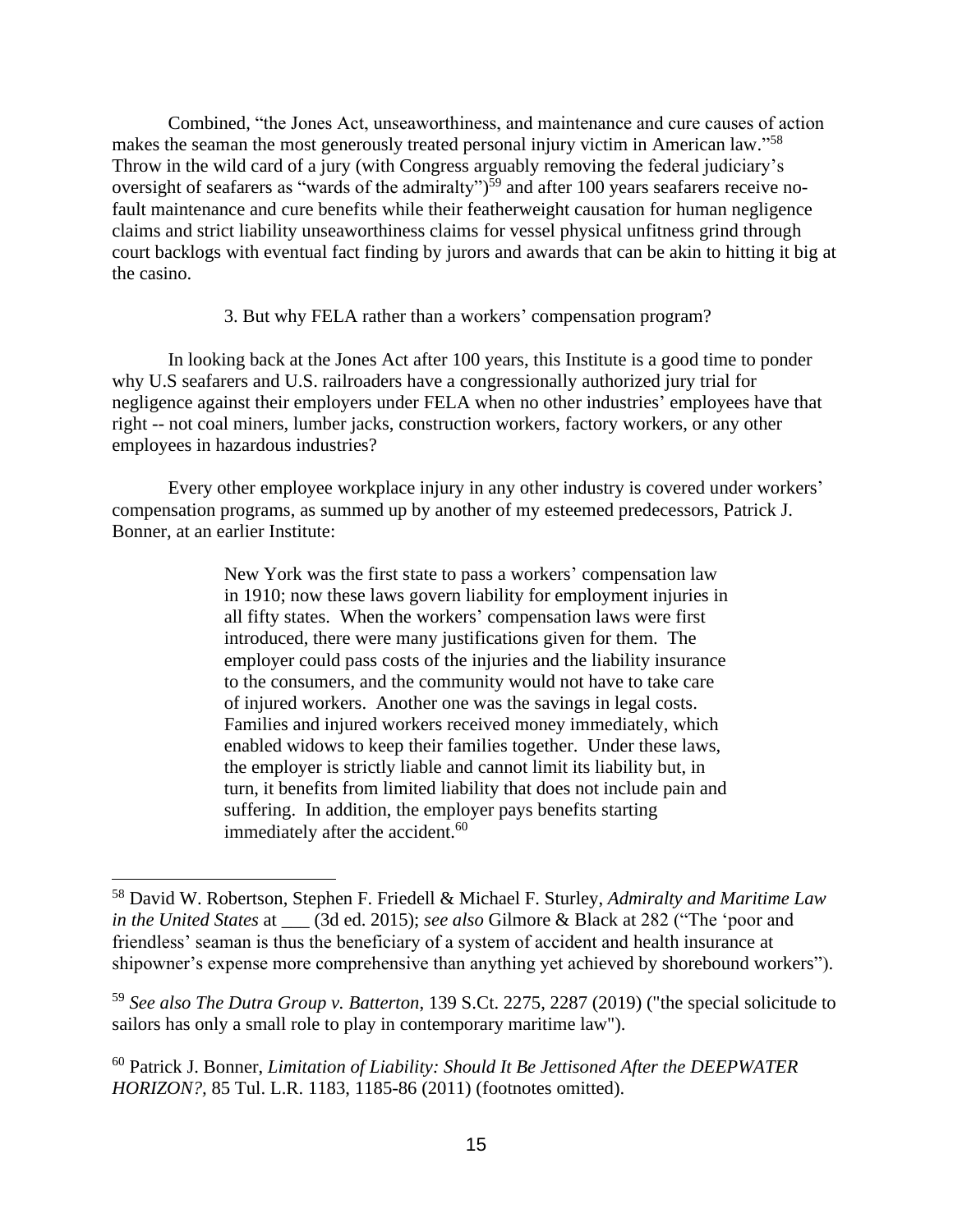Combined, "the Jones Act, unseaworthiness, and maintenance and cure causes of action makes the seaman the most generously treated personal injury victim in American law."[58] Throw in the wild card of a jury (with Congress arguably removing the federal judiciary's oversight of seafarers as "wards of the admiralty")[59] and after 100 years seafarers receive no-fault maintenance and cure benefits while their featherweight causation for human negligence claims and strict liability unseaworthiness claims for vessel physical unfitness grind through court backlogs with eventual fact finding by jurors and awards that can be akin to hitting it big at the casino.

3. But why FELA rather than a workers' compensation program?

In looking back at the Jones Act after 100 years, this Institute is a good time to ponder why U.S seafarers and U.S. railroaders have a congressionally authorized jury trial for negligence against their employers under FELA when no other industries' employees have that right -- not coal miners, lumber jacks, construction workers, factory workers, or any other employees in hazardous industries?

Every other employee workplace injury in any other industry is covered under workers' compensation programs, as summed up by another of my esteemed predecessors, Patrick J. Bonner, at an earlier Institute:

> New York was the first state to pass a workers' compensation law in 1910; now these laws govern liability for employment injuries in all fifty states. When the workers' compensation laws were first introduced, there were many justifications given for them. The employer could pass costs of the injuries and the liability insurance to the consumers, and the community would not have to take care of injured workers. Another one was the savings in legal costs. Families and injured workers received money immediately, which enabled widows to keep their families together. Under these laws, the employer is strictly liable and cannot limit its liability but, in turn, it benefits from limited liability that does not include pain and suffering. In addition, the employer pays benefits starting immediately after the accident.[60]

---

[58] David W. Robertson, Stephen F. Friedell & Michael F. Sturley, *Admiralty and Maritime Law in the United States* at ___ (3d ed. 2015); *see also* Gilmore & Black at 282 ("The 'poor and friendless' seaman is thus the beneficiary of a system of accident and health insurance at shipowner's expense more comprehensive than anything yet achieved by shorebound workers").

[59] *See also The Dutra Group v. Batterton*, 139 S.Ct. 2275, 2287 (2019) ("the special solicitude to sailors has only a small role to play in contemporary maritime law").

[60] Patrick J. Bonner, *Limitation of Liability: Should It Be Jettisoned After the DEEPWATER HORIZON?*, 85 Tul. L.R. 1183, 1185-86 (2011) (footnotes omitted).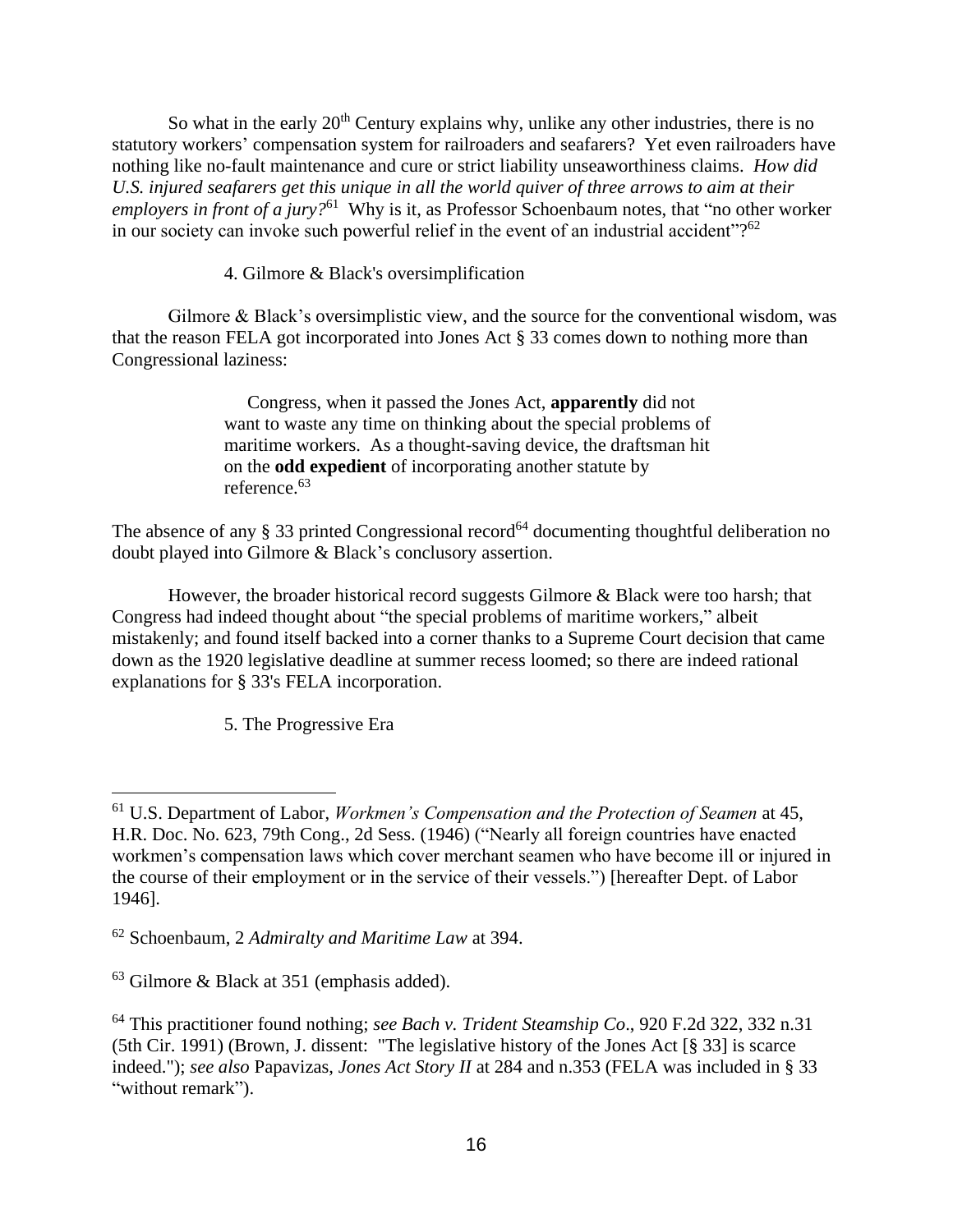So what in the early 20th Century explains why, unlike any other industries, there is no statutory workers' compensation system for railroaders and seafarers? Yet even railroaders have nothing like no-fault maintenance and cure or strict liability unseaworthiness claims. *How did U.S. injured seafarers get this unique in all the world quiver of three arrows to aim at their employers in front of a jury?*[61] Why is it, as Professor Schoenbaum notes, that "no other worker in our society can invoke such powerful relief in the event of an industrial accident"?[62]

#### 4. Gilmore & Black's oversimplification

Gilmore & Black's oversimplistic view, and the source for the conventional wisdom, was that the reason FELA got incorporated into Jones Act § 33 comes down to nothing more than Congressional laziness:

> Congress, when it passed the Jones Act, **apparently** did not want to waste any time on thinking about the special problems of maritime workers. As a thought-saving device, the draftsman hit on the **odd expedient** of incorporating another statute by reference.[63]

The absence of any § 33 printed Congressional record[64] documenting thoughtful deliberation no doubt played into Gilmore & Black's conclusory assertion.

However, the broader historical record suggests Gilmore & Black were too harsh; that Congress had indeed thought about "the special problems of maritime workers," albeit mistakenly; and found itself backed into a corner thanks to a Supreme Court decision that came down as the 1920 legislative deadline at summer recess loomed; so there are indeed rational explanations for § 33's FELA incorporation.

#### 5. The Progressive Era

---

[61] U.S. Department of Labor, *Workmen's Compensation and the Protection of Seamen* at 45, H.R. Doc. No. 623, 79th Cong., 2d Sess. (1946) ("Nearly all foreign countries have enacted workmen's compensation laws which cover merchant seamen who have become ill or injured in the course of their employment or in the service of their vessels.") [hereafter Dept. of Labor 1946].

[62] Schoenbaum, 2 *Admiralty and Maritime Law* at 394.

[63] Gilmore & Black at 351 (emphasis added).

[64] This practitioner found nothing; *see Bach v. Trident Steamship Co*., 920 F.2d 322, 332 n.31 (5th Cir. 1991) (Brown, J. dissent: "The legislative history of the Jones Act [§ 33] is scarce indeed."); *see also* Papavizas, *Jones Act Story II* at 284 and n.353 (FELA was included in § 33 "without remark").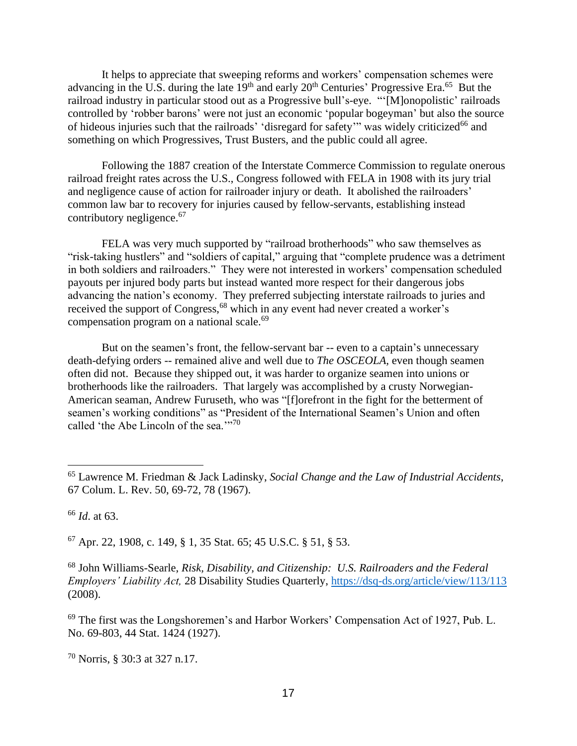It helps to appreciate that sweeping reforms and workers' compensation schemes were advancing in the U.S. during the late 19th and early 20th Centuries' Progressive Era.[65] But the railroad industry in particular stood out as a Progressive bull's-eye. "'[M]onopolistic' railroads controlled by 'robber barons' were not just an economic 'popular bogeyman' but also the source of hideous injuries such that the railroads' 'disregard for safety'" was widely criticized[66] and something on which Progressives, Trust Busters, and the public could all agree.

Following the 1887 creation of the Interstate Commerce Commission to regulate onerous railroad freight rates across the U.S., Congress followed with FELA in 1908 with its jury trial and negligence cause of action for railroader injury or death. It abolished the railroaders' common law bar to recovery for injuries caused by fellow-servants, establishing instead contributory negligence.[67]

FELA was very much supported by "railroad brotherhoods" who saw themselves as "risk-taking hustlers" and "soldiers of capital," arguing that "complete prudence was a detriment in both soldiers and railroaders." They were not interested in workers' compensation scheduled payouts per injured body parts but instead wanted more respect for their dangerous jobs advancing the nation's economy. They preferred subjecting interstate railroads to juries and received the support of Congress,[68] which in any event had never created a worker's compensation program on a national scale.[69]

But on the seamen's front, the fellow-servant bar -- even to a captain's unnecessary death-defying orders -- remained alive and well due to *The OSCEOLA*, even though seamen often did not. Because they shipped out, it was harder to organize seamen into unions or brotherhoods like the railroaders. That largely was accomplished by a crusty Norwegian-American seaman, Andrew Furuseth, who was "[f]orefront in the fight for the betterment of seamen's working conditions" as "President of the International Seamen's Union and often called 'the Abe Lincoln of the sea.'"[70]

---

[65] Lawrence M. Friedman & Jack Ladinsky, *Social Change and the Law of Industrial Accidents*, 67 Colum. L. Rev. 50, 69-72, 78 (1967).

[66] *Id.* at 63.

[67] Apr. 22, 1908, c. 149, § 1, 35 Stat. 65; 45 U.S.C. § 51, § 53.

[68] John Williams-Searle, *Risk, Disability, and Citizenship: U.S. Railroaders and the Federal Employers' Liability Act,* 28 Disability Studies Quarterly, https://dsq-ds.org/article/view/113/113 (2008).

[69] The first was the Longshoremen's and Harbor Workers' Compensation Act of 1927, Pub. L. No. 69-803, 44 Stat. 1424 (1927).

[70] Norris, § 30:3 at 327 n.17.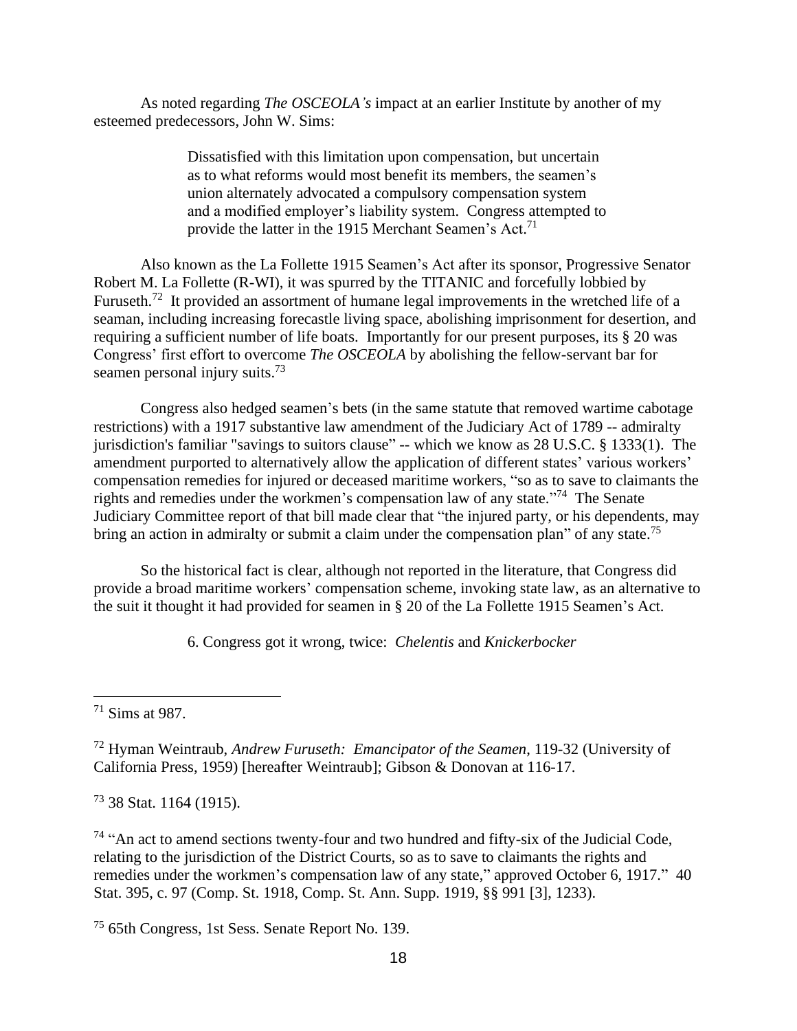As noted regarding *The OSCEOLA's* impact at an earlier Institute by another of my esteemed predecessors, John W. Sims:

> Dissatisfied with this limitation upon compensation, but uncertain as to what reforms would most benefit its members, the seamen's union alternately advocated a compulsory compensation system and a modified employer's liability system. Congress attempted to provide the latter in the 1915 Merchant Seamen's Act.[71]

Also known as the La Follette 1915 Seamen's Act after its sponsor, Progressive Senator Robert M. La Follette (R-WI), it was spurred by the TITANIC and forcefully lobbied by Furuseth.[72] It provided an assortment of humane legal improvements in the wretched life of a seaman, including increasing forecastle living space, abolishing imprisonment for desertion, and requiring a sufficient number of life boats. Importantly for our present purposes, its § 20 was Congress' first effort to overcome *The OSCEOLA* by abolishing the fellow-servant bar for seamen personal injury suits.[73]

Congress also hedged seamen's bets (in the same statute that removed wartime cabotage restrictions) with a 1917 substantive law amendment of the Judiciary Act of 1789 -- admiralty jurisdiction's familiar "savings to suitors clause" -- which we know as 28 U.S.C. § 1333(1). The amendment purported to alternatively allow the application of different states' various workers' compensation remedies for injured or deceased maritime workers, "so as to save to claimants the rights and remedies under the workmen's compensation law of any state."[74] The Senate Judiciary Committee report of that bill made clear that "the injured party, or his dependents, may bring an action in admiralty or submit a claim under the compensation plan" of any state.[75]

So the historical fact is clear, although not reported in the literature, that Congress did provide a broad maritime workers' compensation scheme, invoking state law, as an alternative to the suit it thought it had provided for seamen in § 20 of the La Follette 1915 Seamen's Act.

### 6. Congress got it wrong, twice: *Chelentis* and *Knickerbocker*

---

[71] Sims at 987.

[72] Hyman Weintraub, *Andrew Furuseth: Emancipator of the Seamen*, 119-32 (University of California Press, 1959) [hereafter Weintraub]; Gibson & Donovan at 116-17.

[73] 38 Stat. 1164 (1915).

[74] "An act to amend sections twenty-four and two hundred and fifty-six of the Judicial Code, relating to the jurisdiction of the District Courts, so as to save to claimants the rights and remedies under the workmen's compensation law of any state," approved October 6, 1917." 40 Stat. 395, c. 97 (Comp. St. 1918, Comp. St. Ann. Supp. 1919, §§ 991 [3], 1233).

[75] 65th Congress, 1st Sess. Senate Report No. 139.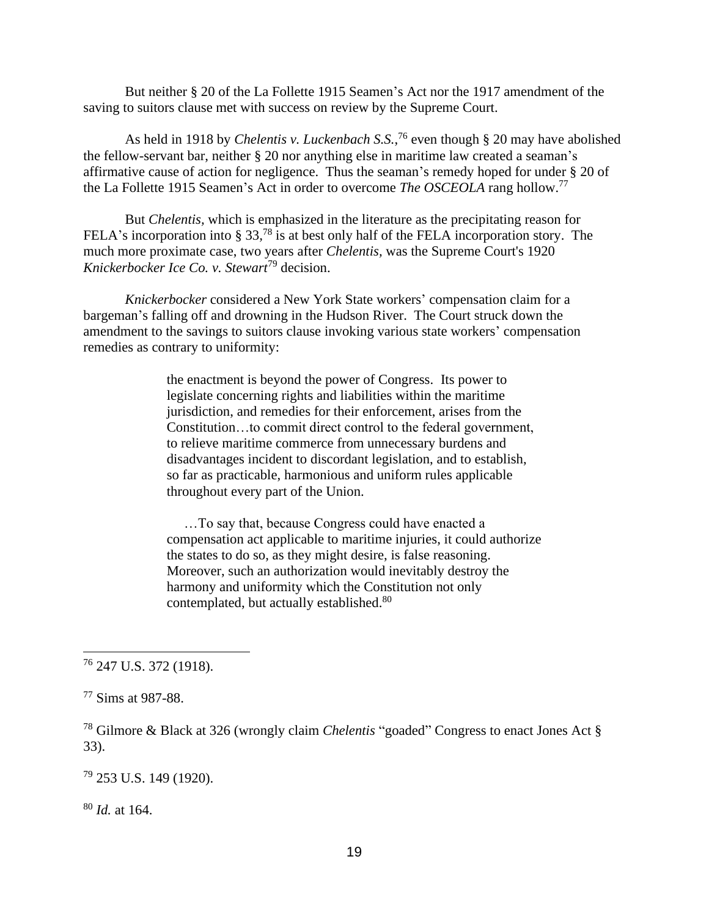But neither § 20 of the La Follette 1915 Seamen's Act nor the 1917 amendment of the saving to suitors clause met with success on review by the Supreme Court.

As held in 1918 by *Chelentis v. Luckenbach S.S.*,[76] even though § 20 may have abolished the fellow-servant bar, neither § 20 nor anything else in maritime law created a seaman's affirmative cause of action for negligence. Thus the seaman's remedy hoped for under § 20 of the La Follette 1915 Seamen's Act in order to overcome *The OSCEOLA* rang hollow.[77]

But *Chelentis*, which is emphasized in the literature as the precipitating reason for FELA's incorporation into § 33,[78] is at best only half of the FELA incorporation story. The much more proximate case, two years after *Chelentis*, was the Supreme Court's 1920 *Knickerbocker Ice Co. v. Stewart*[79] decision.

*Knickerbocker* considered a New York State workers' compensation claim for a bargeman's falling off and drowning in the Hudson River. The Court struck down the amendment to the savings to suitors clause invoking various state workers' compensation remedies as contrary to uniformity:

> the enactment is beyond the power of Congress. Its power to legislate concerning rights and liabilities within the maritime jurisdiction, and remedies for their enforcement, arises from the Constitution…to commit direct control to the federal government, to relieve maritime commerce from unnecessary burdens and disadvantages incident to discordant legislation, and to establish, so far as practicable, harmonious and uniform rules applicable throughout every part of the Union.
>
> …To say that, because Congress could have enacted a compensation act applicable to maritime injuries, it could authorize the states to do so, as they might desire, is false reasoning. Moreover, such an authorization would inevitably destroy the harmony and uniformity which the Constitution not only contemplated, but actually established.[80]

---

[76] 247 U.S. 372 (1918).

[77] Sims at 987-88.

[78] Gilmore & Black at 326 (wrongly claim *Chelentis* "goaded" Congress to enact Jones Act § 33).

[79] 253 U.S. 149 (1920).

[80] *Id.* at 164.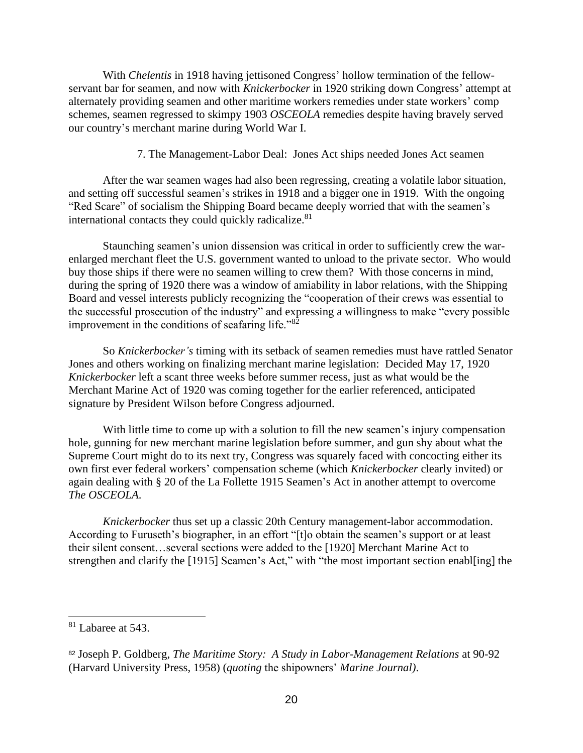With *Chelentis* in 1918 having jettisoned Congress' hollow termination of the fellow-servant bar for seamen, and now with *Knickerbocker* in 1920 striking down Congress' attempt at alternately providing seamen and other maritime workers remedies under state workers' comp schemes, seamen regressed to skimpy 1903 *OSCEOLA* remedies despite having bravely served our country's merchant marine during World War I.

### 7. The Management-Labor Deal: Jones Act ships needed Jones Act seamen

After the war seamen wages had also been regressing, creating a volatile labor situation, and setting off successful seamen's strikes in 1918 and a bigger one in 1919. With the ongoing "Red Scare" of socialism the Shipping Board became deeply worried that with the seamen's international contacts they could quickly radicalize.[81]

Staunching seamen's union dissension was critical in order to sufficiently crew the war-enlarged merchant fleet the U.S. government wanted to unload to the private sector. Who would buy those ships if there were no seamen willing to crew them? With those concerns in mind, during the spring of 1920 there was a window of amiability in labor relations, with the Shipping Board and vessel interests publicly recognizing the "cooperation of their crews was essential to the successful prosecution of the industry" and expressing a willingness to make "every possible improvement in the conditions of seafaring life."[82]

So *Knickerbocker's* timing with its setback of seamen remedies must have rattled Senator Jones and others working on finalizing merchant marine legislation: Decided May 17, 1920 *Knickerbocker* left a scant three weeks before summer recess, just as what would be the Merchant Marine Act of 1920 was coming together for the earlier referenced, anticipated signature by President Wilson before Congress adjourned.

With little time to come up with a solution to fill the new seamen's injury compensation hole, gunning for new merchant marine legislation before summer, and gun shy about what the Supreme Court might do to its next try, Congress was squarely faced with concocting either its own first ever federal workers' compensation scheme (which *Knickerbocker* clearly invited) or again dealing with § 20 of the La Follette 1915 Seamen's Act in another attempt to overcome *The OSCEOLA*.

*Knickerbocker* thus set up a classic 20th Century management-labor accommodation. According to Furuseth's biographer, in an effort "[t]o obtain the seamen's support or at least their silent consent…several sections were added to the [1920] Merchant Marine Act to strengthen and clarify the [1915] Seamen's Act," with "the most important section enabl[ing] the

---

[81] Labaree at 543.

[82] Joseph P. Goldberg, *The Maritime Story: A Study in Labor-Management Relations* at 90-92 (Harvard University Press, 1958) (*quoting* the shipowners' *Marine Journal)*.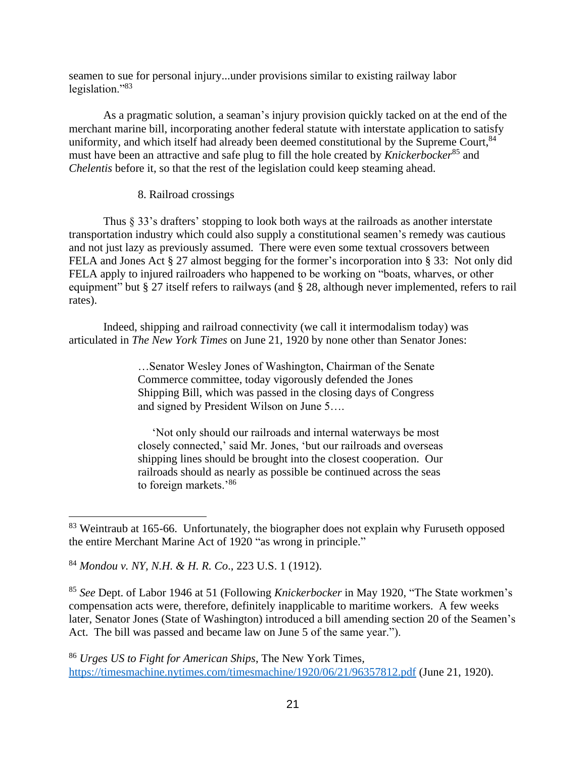seamen to sue for personal injury...under provisions similar to existing railway labor legislation."[83]

As a pragmatic solution, a seaman's injury provision quickly tacked on at the end of the merchant marine bill, incorporating another federal statute with interstate application to satisfy uniformity, and which itself had already been deemed constitutional by the Supreme Court,[84] must have been an attractive and safe plug to fill the hole created by *Knickerbocker*[85] and *Chelentis* before it, so that the rest of the legislation could keep steaming ahead.

### 8. Railroad crossings

Thus § 33's drafters' stopping to look both ways at the railroads as another interstate transportation industry which could also supply a constitutional seamen's remedy was cautious and not just lazy as previously assumed. There were even some textual crossovers between FELA and Jones Act § 27 almost begging for the former's incorporation into § 33: Not only did FELA apply to injured railroaders who happened to be working on "boats, wharves, or other equipment" but § 27 itself refers to railways (and § 28, although never implemented, refers to rail rates).

Indeed, shipping and railroad connectivity (we call it intermodalism today) was articulated in *The New York Times* on June 21, 1920 by none other than Senator Jones:

> …Senator Wesley Jones of Washington, Chairman of the Senate Commerce committee, today vigorously defended the Jones Shipping Bill, which was passed in the closing days of Congress and signed by President Wilson on June 5….
>
> 'Not only should our railroads and internal waterways be most closely connected,' said Mr. Jones, 'but our railroads and overseas shipping lines should be brought into the closest cooperation. Our railroads should as nearly as possible be continued across the seas to foreign markets.'[86]

---

[83] Weintraub at 165-66. Unfortunately, the biographer does not explain why Furuseth opposed the entire Merchant Marine Act of 1920 "as wrong in principle."

[84] *Mondou v. NY, N.H. & H. R. Co.*, 223 U.S. 1 (1912).

[85] *See* Dept. of Labor 1946 at 51 (Following *Knickerbocker* in May 1920, "The State workmen's compensation acts were, therefore, definitely inapplicable to maritime workers. A few weeks later, Senator Jones (State of Washington) introduced a bill amending section 20 of the Seamen's Act. The bill was passed and became law on June 5 of the same year.").

[86] *Urges US to Fight for American Ships*, The New York Times, https://timesmachine.nytimes.com/timesmachine/1920/06/21/96357812.pdf (June 21, 1920).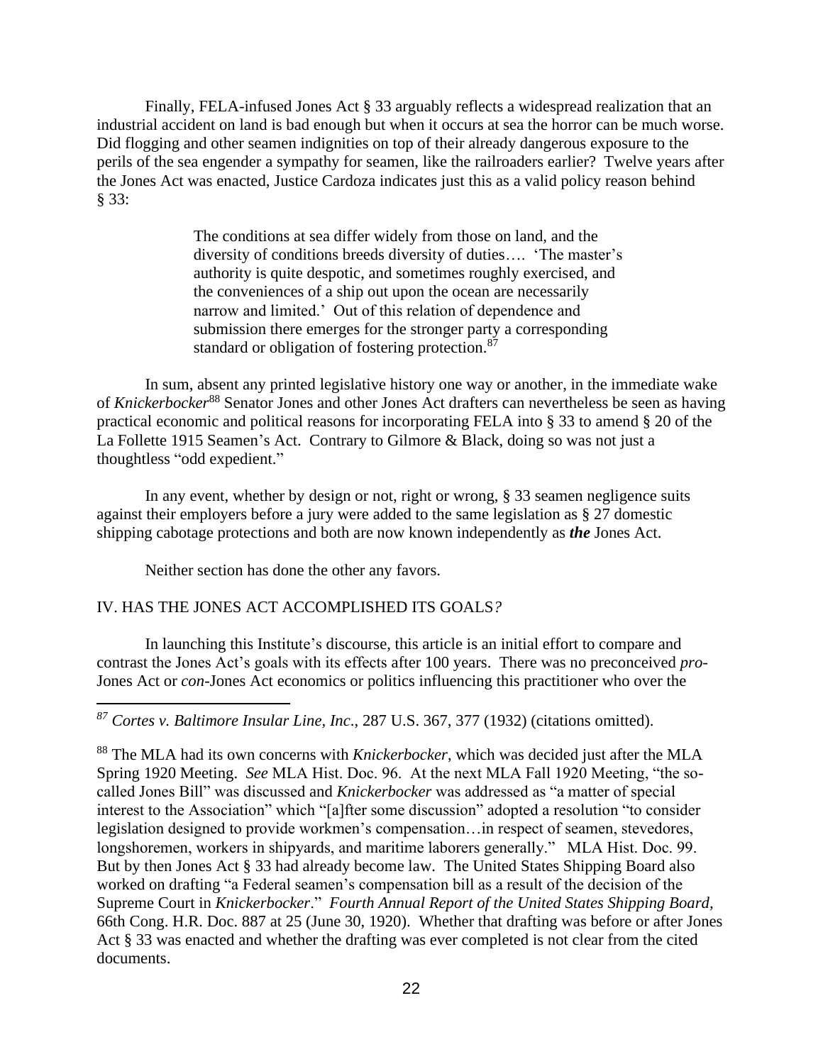Finally, FELA-infused Jones Act § 33 arguably reflects a widespread realization that an industrial accident on land is bad enough but when it occurs at sea the horror can be much worse. Did flogging and other seamen indignities on top of their already dangerous exposure to the perils of the sea engender a sympathy for seamen, like the railroaders earlier? Twelve years after the Jones Act was enacted, Justice Cardoza indicates just this as a valid policy reason behind § 33:

> The conditions at sea differ widely from those on land, and the diversity of conditions breeds diversity of duties…. 'The master's authority is quite despotic, and sometimes roughly exercised, and the conveniences of a ship out upon the ocean are necessarily narrow and limited.' Out of this relation of dependence and submission there emerges for the stronger party a corresponding standard or obligation of fostering protection.[87]

In sum, absent any printed legislative history one way or another, in the immediate wake of *Knickerbocker*[88] Senator Jones and other Jones Act drafters can nevertheless be seen as having practical economic and political reasons for incorporating FELA into § 33 to amend § 20 of the La Follette 1915 Seamen's Act. Contrary to Gilmore & Black, doing so was not just a thoughtless "odd expedient."

In any event, whether by design or not, right or wrong, § 33 seamen negligence suits against their employers before a jury were added to the same legislation as § 27 domestic shipping cabotage protections and both are now known independently as ***the*** Jones Act.

Neither section has done the other any favors.

## IV. HAS THE JONES ACT ACCOMPLISHED ITS GOALS?

In launching this Institute's discourse, this article is an initial effort to compare and contrast the Jones Act's goals with its effects after 100 years. There was no preconceived *pro*-Jones Act or *con*-Jones Act economics or politics influencing this practitioner who over the

---

[87] *Cortes v. Baltimore Insular Line, Inc*., 287 U.S. 367, 377 (1932) (citations omitted).

[88] The MLA had its own concerns with *Knickerbocker*, which was decided just after the MLA Spring 1920 Meeting. *See* MLA Hist. Doc. 96. At the next MLA Fall 1920 Meeting, "the so-called Jones Bill" was discussed and *Knickerbocker* was addressed as "a matter of special interest to the Association" which "[a]fter some discussion" adopted a resolution "to consider legislation designed to provide workmen's compensation…in respect of seamen, stevedores, longshoremen, workers in shipyards, and maritime laborers generally." MLA Hist. Doc. 99. But by then Jones Act § 33 had already become law. The United States Shipping Board also worked on drafting "a Federal seamen's compensation bill as a result of the decision of the Supreme Court in *Knickerbocker*." *Fourth Annual Report of the United States Shipping Board,* 66th Cong. H.R. Doc. 887 at 25 (June 30, 1920). Whether that drafting was before or after Jones Act § 33 was enacted and whether the drafting was ever completed is not clear from the cited documents.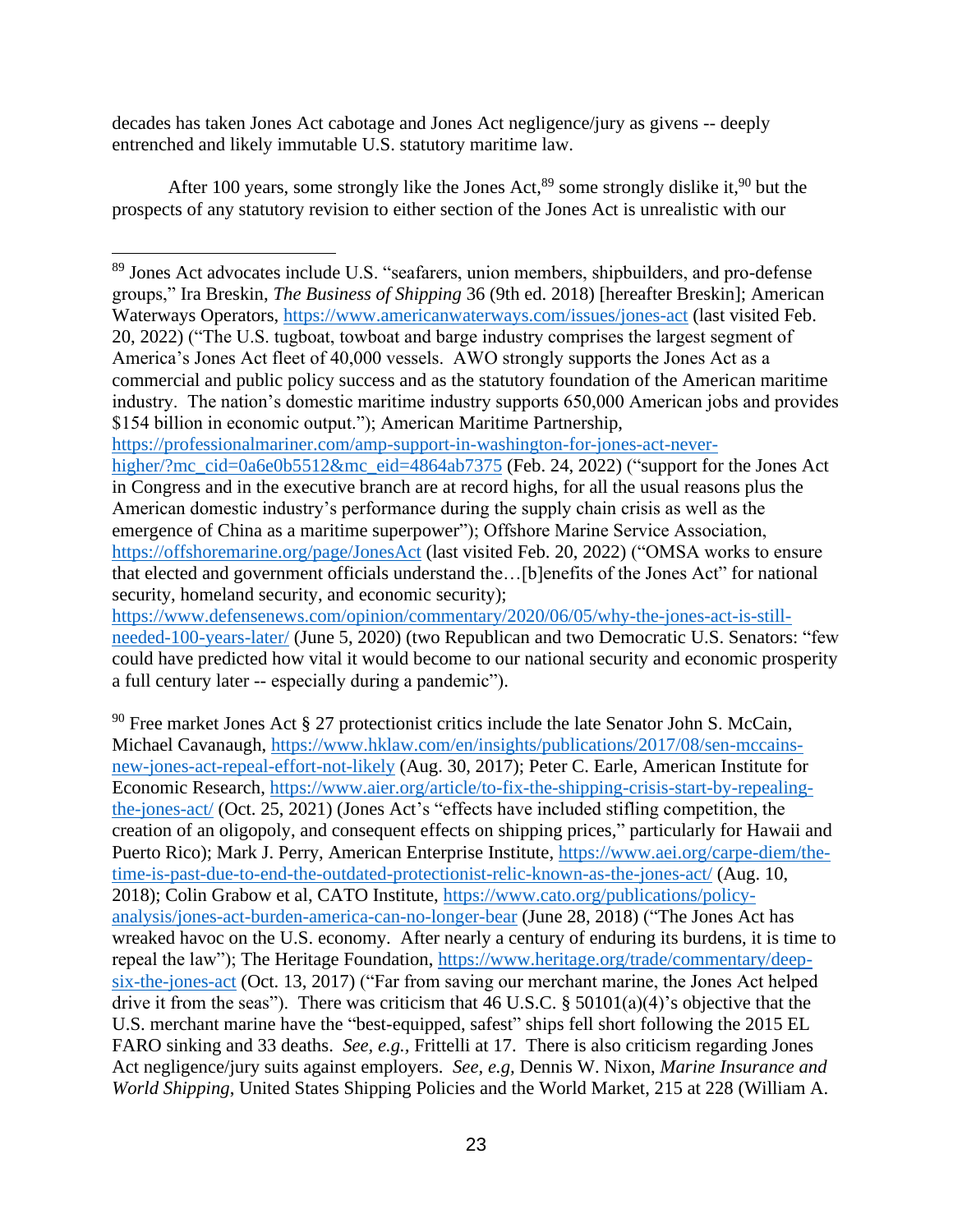decades has taken Jones Act cabotage and Jones Act negligence/jury as givens -- deeply entrenched and likely immutable U.S. statutory maritime law.

After 100 years, some strongly like the Jones Act,[89] some strongly dislike it,[90] but the prospects of any statutory revision to either section of the Jones Act is unrealistic with our

---

[89] Jones Act advocates include U.S. "seafarers, union members, shipbuilders, and pro-defense groups," Ira Breskin, *The Business of Shipping* 36 (9th ed. 2018) [hereafter Breskin]; American Waterways Operators, https://www.americanwaterways.com/issues/jones-act (last visited Feb. 20, 2022) ("The U.S. tugboat, towboat and barge industry comprises the largest segment of America's Jones Act fleet of 40,000 vessels. AWO strongly supports the Jones Act as a commercial and public policy success and as the statutory foundation of the American maritime industry. The nation's domestic maritime industry supports 650,000 American jobs and provides $154 billion in economic output."); American Maritime Partnership, https://professionalmariner.com/amp-support-in-washington-for-jones-act-never-higher/?mc_cid=0a6e0b5512&mc_eid=4864ab7375 (Feb. 24, 2022) ("support for the Jones Act in Congress and in the executive branch are at record highs, for all the usual reasons plus the American domestic industry's performance during the supply chain crisis as well as the emergence of China as a maritime superpower"); Offshore Marine Service Association, https://offshoremarine.org/page/JonesAct (last visited Feb. 20, 2022) ("OMSA works to ensure that elected and government officials understand the…[b]enefits of the Jones Act" for national security, homeland security, and economic security); https://www.defensenews.com/opinion/commentary/2020/06/05/why-the-jones-act-is-still-needed-100-years-later/ (June 5, 2020) (two Republican and two Democratic U.S. Senators: "few could have predicted how vital it would become to our national security and economic prosperity a full century later -- especially during a pandemic").

[90] Free market Jones Act § 27 protectionist critics include the late Senator John S. McCain, Michael Cavanaugh, https://www.hklaw.com/en/insights/publications/2017/08/sen-mccains-new-jones-act-repeal-effort-not-likely (Aug. 30, 2017); Peter C. Earle, American Institute for Economic Research, https://www.aier.org/article/to-fix-the-shipping-crisis-start-by-repealing-the-jones-act/ (Oct. 25, 2021) (Jones Act's "effects have included stifling competition, the creation of an oligopoly, and consequent effects on shipping prices," particularly for Hawaii and Puerto Rico); Mark J. Perry, American Enterprise Institute, https://www.aei.org/carpe-diem/the-time-is-past-due-to-end-the-outdated-protectionist-relic-known-as-the-jones-act/ (Aug. 10, 2018); Colin Grabow et al, CATO Institute, https://www.cato.org/publications/policy-analysis/jones-act-burden-america-can-no-longer-bear (June 28, 2018) ("The Jones Act has wreaked havoc on the U.S. economy. After nearly a century of enduring its burdens, it is time to repeal the law"); The Heritage Foundation, https://www.heritage.org/trade/commentary/deep-six-the-jones-act (Oct. 13, 2017) ("Far from saving our merchant marine, the Jones Act helped drive it from the seas"). There was criticism that 46 U.S.C. § 50101(a)(4)'s objective that the U.S. merchant marine have the "best-equipped, safest" ships fell short following the 2015 EL FARO sinking and 33 deaths. *See, e.g.,* Frittelli at 17. There is also criticism regarding Jones Act negligence/jury suits against employers. *See, e.g,* Dennis W. Nixon, *Marine Insurance and World Shipping*, United States Shipping Policies and the World Market, 215 at 228 (William A.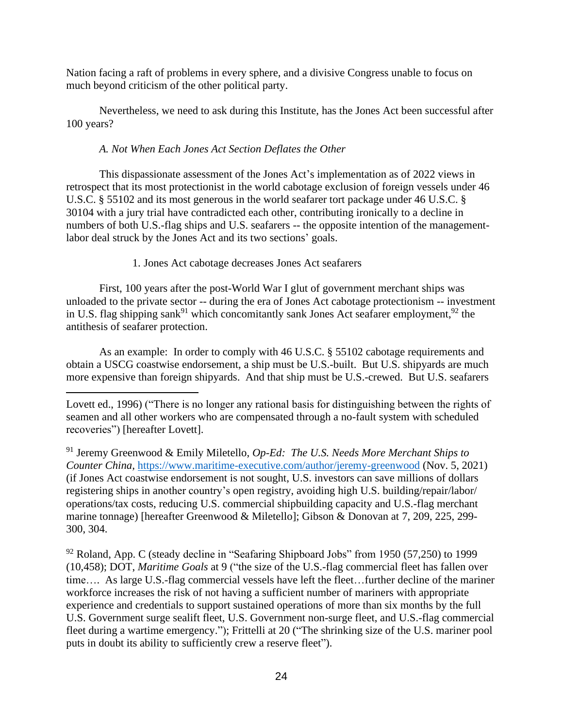Nation facing a raft of problems in every sphere, and a divisive Congress unable to focus on much beyond criticism of the other political party.

Nevertheless, we need to ask during this Institute, has the Jones Act been successful after 100 years?

*A. Not When Each Jones Act Section Deflates the Other*

This dispassionate assessment of the Jones Act's implementation as of 2022 views in retrospect that its most protectionist in the world cabotage exclusion of foreign vessels under 46 U.S.C. § 55102 and its most generous in the world seafarer tort package under 46 U.S.C. § 30104 with a jury trial have contradicted each other, contributing ironically to a decline in numbers of both U.S.-flag ships and U.S. seafarers -- the opposite intention of the management-labor deal struck by the Jones Act and its two sections' goals.

1. Jones Act cabotage decreases Jones Act seafarers

First, 100 years after the post-World War I glut of government merchant ships was unloaded to the private sector -- during the era of Jones Act cabotage protectionism -- investment in U.S. flag shipping sank[91] which concomitantly sank Jones Act seafarer employment,[92] the antithesis of seafarer protection.

As an example: In order to comply with 46 U.S.C. § 55102 cabotage requirements and obtain a USCG coastwise endorsement, a ship must be U.S.-built. But U.S. shipyards are much more expensive than foreign shipyards. And that ship must be U.S.-crewed. But U.S. seafarers

---

Lovett ed., 1996) ("There is no longer any rational basis for distinguishing between the rights of seamen and all other workers who are compensated through a no-fault system with scheduled recoveries") [hereafter Lovett].

[91] Jeremy Greenwood & Emily Miletello, *Op-Ed: The U.S. Needs More Merchant Ships to Counter China*, https://www.maritime-executive.com/author/jeremy-greenwood (Nov. 5, 2021) (if Jones Act coastwise endorsement is not sought, U.S. investors can save millions of dollars registering ships in another country's open registry, avoiding high U.S. building/repair/labor/operations/tax costs, reducing U.S. commercial shipbuilding capacity and U.S.-flag merchant marine tonnage) [hereafter Greenwood & Miletello]; Gibson & Donovan at 7, 209, 225, 299-300, 304.

[92] Roland, App. C (steady decline in "Seafaring Shipboard Jobs" from 1950 (57,250) to 1999 (10,458); DOT, *Maritime Goals* at 9 ("the size of the U.S.-flag commercial fleet has fallen over time…. As large U.S.-flag commercial vessels have left the fleet…further decline of the mariner workforce increases the risk of not having a sufficient number of mariners with appropriate experience and credentials to support sustained operations of more than six months by the full U.S. Government surge sealift fleet, U.S. Government non-surge fleet, and U.S.-flag commercial fleet during a wartime emergency."); Frittelli at 20 ("The shrinking size of the U.S. mariner pool puts in doubt its ability to sufficiently crew a reserve fleet").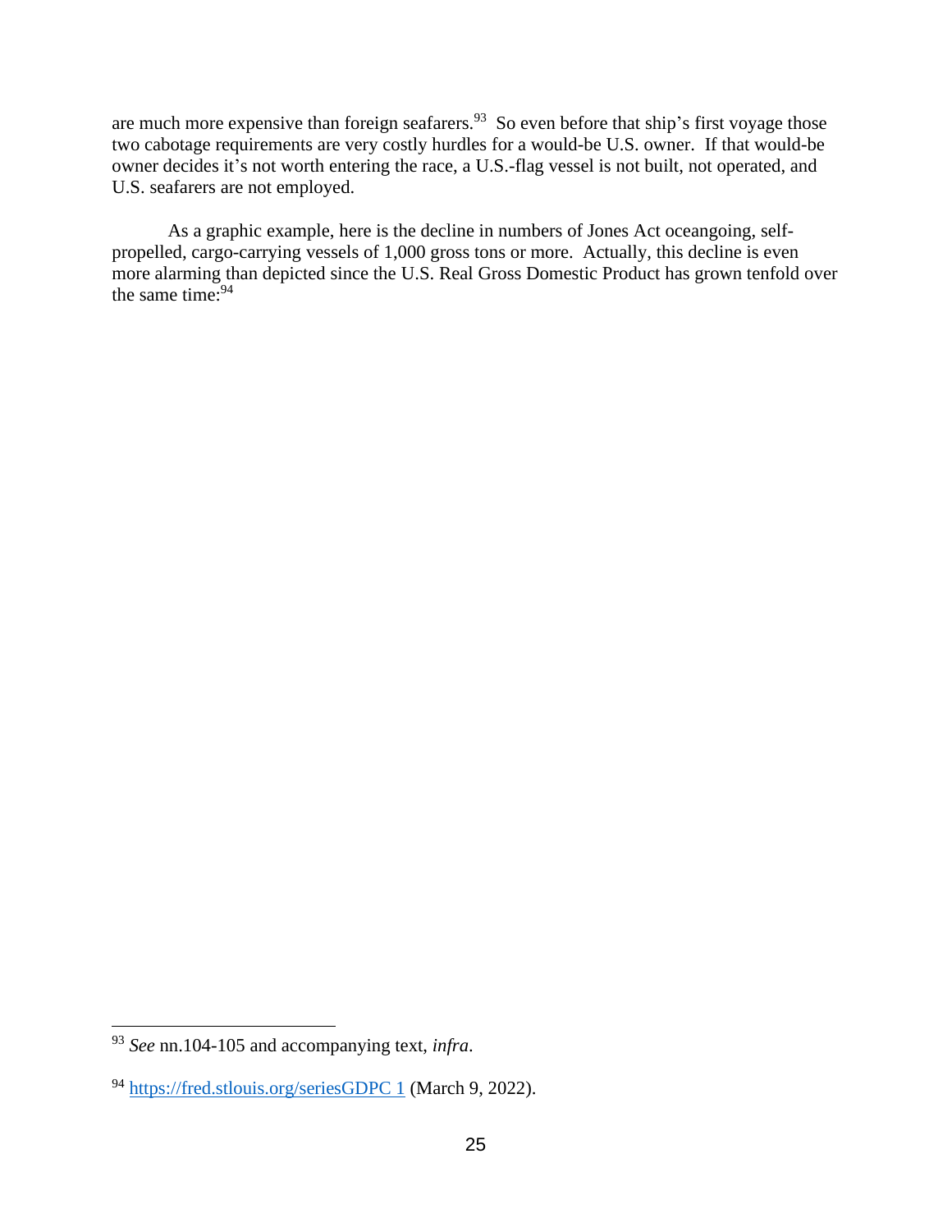are much more expensive than foreign seafarers.[93] So even before that ship's first voyage those two cabotage requirements are very costly hurdles for a would-be U.S. owner. If that would-be owner decides it's not worth entering the race, a U.S.-flag vessel is not built, not operated, and U.S. seafarers are not employed.

As a graphic example, here is the decline in numbers of Jones Act oceangoing, self-propelled, cargo-carrying vessels of 1,000 gross tons or more. Actually, this decline is even more alarming than depicted since the U.S. Real Gross Domestic Product has grown tenfold over the same time:[94]

---

[93] *See* nn.104-105 and accompanying text, *infra*.

[94] [https://fred.stlouis.org/seriesGDPC 1](https://fred.stlouis.org/seriesGDPC1) (March 9, 2022).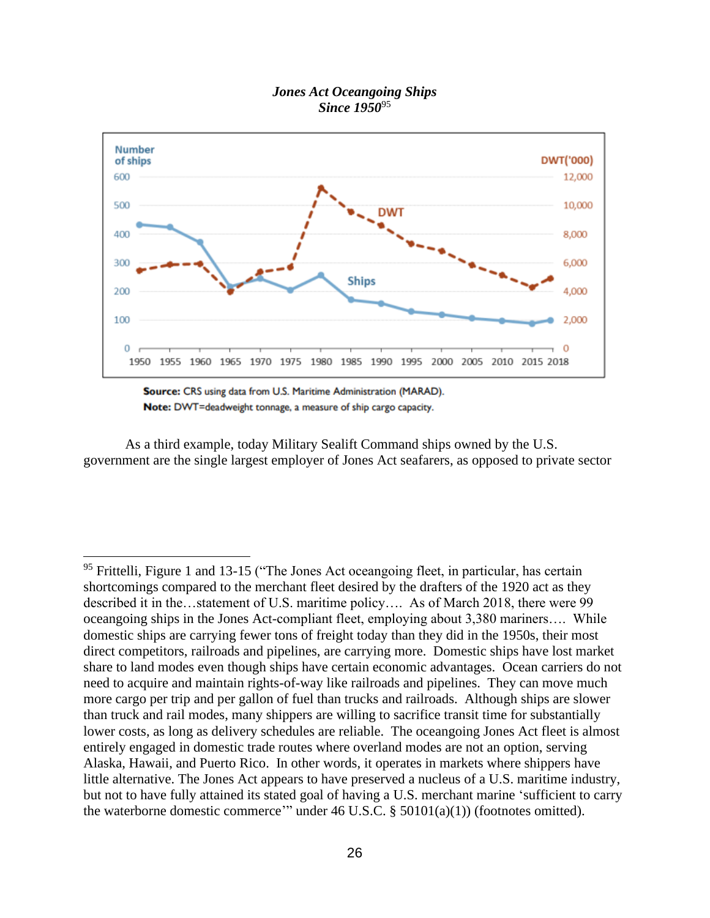***Jones Act Oceangoing Ships Since 1950***[95]

**Source:** CRS using data from U.S. Maritime Administration (MARAD).
**Note:** DWT=deadweight tonnage, a measure of ship cargo capacity.

As a third example, today Military Sealift Command ships owned by the U.S. government are the single largest employer of Jones Act seafarers, as opposed to private sector

---

[95] Frittelli, Figure 1 and 13-15 ("The Jones Act oceangoing fleet, in particular, has certain shortcomings compared to the merchant fleet desired by the drafters of the 1920 act as they described it in the…statement of U.S. maritime policy…. As of March 2018, there were 99 oceangoing ships in the Jones Act-compliant fleet, employing about 3,380 mariners…. While domestic ships are carrying fewer tons of freight today than they did in the 1950s, their most direct competitors, railroads and pipelines, are carrying more. Domestic ships have lost market share to land modes even though ships have certain economic advantages. Ocean carriers do not need to acquire and maintain rights-of-way like railroads and pipelines. They can move much more cargo per trip and per gallon of fuel than trucks and railroads. Although ships are slower than truck and rail modes, many shippers are willing to sacrifice transit time for substantially lower costs, as long as delivery schedules are reliable. The oceangoing Jones Act fleet is almost entirely engaged in domestic trade routes where overland modes are not an option, serving Alaska, Hawaii, and Puerto Rico. In other words, it operates in markets where shippers have little alternative. The Jones Act appears to have preserved a nucleus of a U.S. maritime industry, but not to have fully attained its stated goal of having a U.S. merchant marine 'sufficient to carry the waterborne domestic commerce'" under 46 U.S.C. § 50101(a)(1)) (footnotes omitted).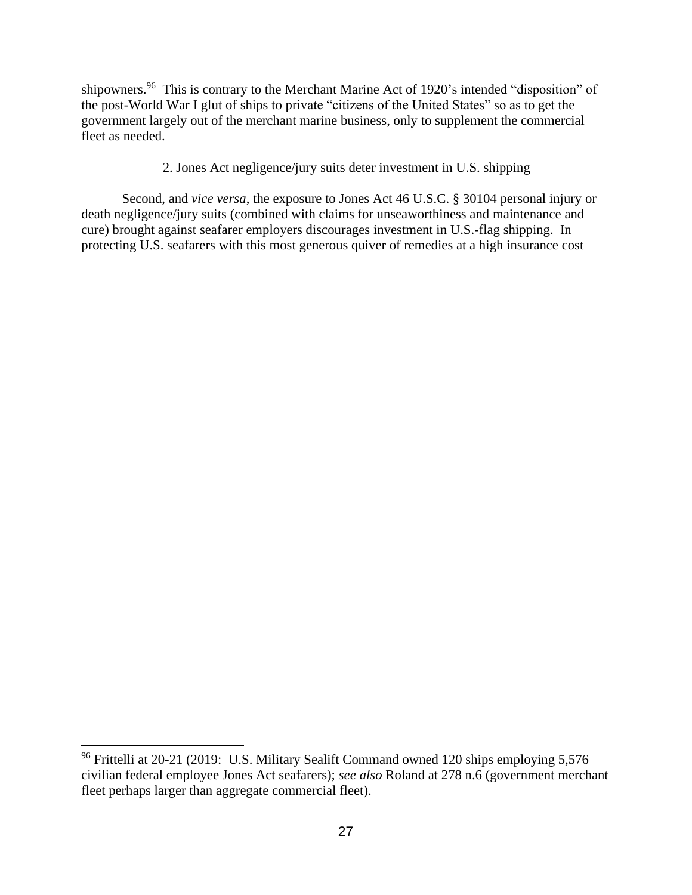shipowners.[96] This is contrary to the Merchant Marine Act of 1920's intended "disposition" of the post-World War I glut of ships to private "citizens of the United States" so as to get the government largely out of the merchant marine business, only to supplement the commercial fleet as needed.

### 2. Jones Act negligence/jury suits deter investment in U.S. shipping

Second, and *vice versa*, the exposure to Jones Act 46 U.S.C. § 30104 personal injury or death negligence/jury suits (combined with claims for unseaworthiness and maintenance and cure) brought against seafarer employers discourages investment in U.S.-flag shipping. In protecting U.S. seafarers with this most generous quiver of remedies at a high insurance cost

---

[96] Frittelli at 20-21 (2019: U.S. Military Sealift Command owned 120 ships employing 5,576 civilian federal employee Jones Act seafarers); *see also* Roland at 278 n.6 (government merchant fleet perhaps larger than aggregate commercial fleet).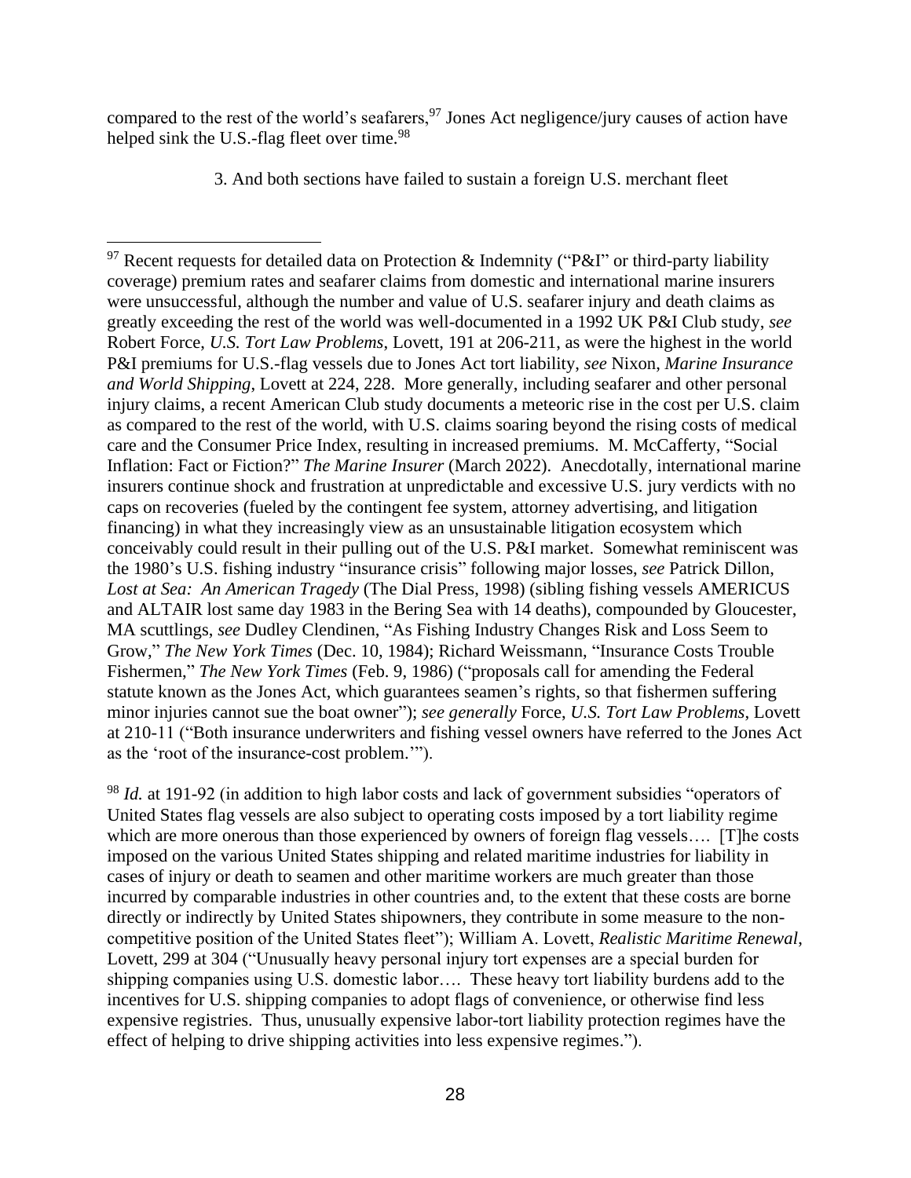compared to the rest of the world's seafarers,[97] Jones Act negligence/jury causes of action have helped sink the U.S.-flag fleet over time.[98]

3. And both sections have failed to sustain a foreign U.S. merchant fleet

---

[97] Recent requests for detailed data on Protection & Indemnity ("P&I" or third-party liability coverage) premium rates and seafarer claims from domestic and international marine insurers were unsuccessful, although the number and value of U.S. seafarer injury and death claims as greatly exceeding the rest of the world was well-documented in a 1992 UK P&I Club study, *see* Robert Force, *U.S. Tort Law Problems*, Lovett, 191 at 206-211, as were the highest in the world P&I premiums for U.S.-flag vessels due to Jones Act tort liability, *see* Nixon, *Marine Insurance and World Shipping*, Lovett at 224, 228. More generally, including seafarer and other personal injury claims, a recent American Club study documents a meteoric rise in the cost per U.S. claim as compared to the rest of the world, with U.S. claims soaring beyond the rising costs of medical care and the Consumer Price Index, resulting in increased premiums. M. McCafferty, "Social Inflation: Fact or Fiction?" *The Marine Insurer* (March 2022). Anecdotally, international marine insurers continue shock and frustration at unpredictable and excessive U.S. jury verdicts with no caps on recoveries (fueled by the contingent fee system, attorney advertising, and litigation financing) in what they increasingly view as an unsustainable litigation ecosystem which conceivably could result in their pulling out of the U.S. P&I market. Somewhat reminiscent was the 1980's U.S. fishing industry "insurance crisis" following major losses, *see* Patrick Dillon, *Lost at Sea: An American Tragedy* (The Dial Press, 1998) (sibling fishing vessels AMERICUS and ALTAIR lost same day 1983 in the Bering Sea with 14 deaths), compounded by Gloucester, MA scuttlings, *see* Dudley Clendinen, "As Fishing Industry Changes Risk and Loss Seem to Grow," *The New York Times* (Dec. 10, 1984); Richard Weissmann, "Insurance Costs Trouble Fishermen," *The New York Times* (Feb. 9, 1986) ("proposals call for amending the Federal statute known as the Jones Act, which guarantees seamen's rights, so that fishermen suffering minor injuries cannot sue the boat owner"); *see generally* Force, *U.S. Tort Law Problems*, Lovett at 210-11 ("Both insurance underwriters and fishing vessel owners have referred to the Jones Act as the 'root of the insurance-cost problem.'").

[98] *Id.* at 191-92 (in addition to high labor costs and lack of government subsidies "operators of United States flag vessels are also subject to operating costs imposed by a tort liability regime which are more onerous than those experienced by owners of foreign flag vessels…. [T]he costs imposed on the various United States shipping and related maritime industries for liability in cases of injury or death to seamen and other maritime workers are much greater than those incurred by comparable industries in other countries and, to the extent that these costs are borne directly or indirectly by United States shipowners, they contribute in some measure to the non-competitive position of the United States fleet"); William A. Lovett, *Realistic Maritime Renewal*, Lovett, 299 at 304 ("Unusually heavy personal injury tort expenses are a special burden for shipping companies using U.S. domestic labor…. These heavy tort liability burdens add to the incentives for U.S. shipping companies to adopt flags of convenience, or otherwise find less expensive registries. Thus, unusually expensive labor-tort liability protection regimes have the effect of helping to drive shipping activities into less expensive regimes.").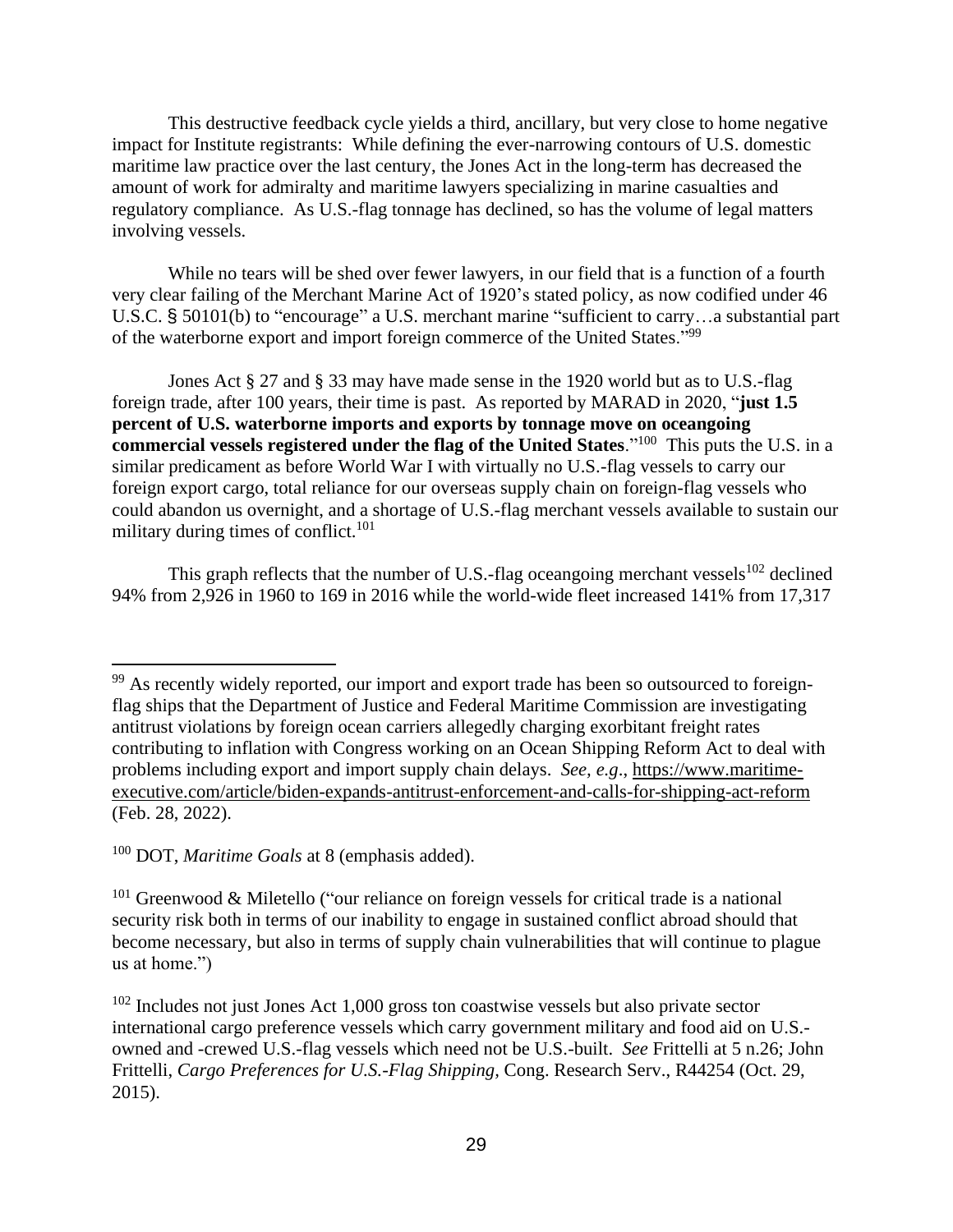This destructive feedback cycle yields a third, ancillary, but very close to home negative impact for Institute registrants: While defining the ever-narrowing contours of U.S. domestic maritime law practice over the last century, the Jones Act in the long-term has decreased the amount of work for admiralty and maritime lawyers specializing in marine casualties and regulatory compliance. As U.S.-flag tonnage has declined, so has the volume of legal matters involving vessels.

While no tears will be shed over fewer lawyers, in our field that is a function of a fourth very clear failing of the Merchant Marine Act of 1920's stated policy, as now codified under 46 U.S.C. § 50101(b) to "encourage" a U.S. merchant marine "sufficient to carry…a substantial part of the waterborne export and import foreign commerce of the United States."[99]

Jones Act § 27 and § 33 may have made sense in the 1920 world but as to U.S.-flag foreign trade, after 100 years, their time is past. As reported by MARAD in 2020, "**just 1.5 percent of U.S. waterborne imports and exports by tonnage move on oceangoing commercial vessels registered under the flag of the United States**."[100] This puts the U.S. in a similar predicament as before World War I with virtually no U.S.-flag vessels to carry our foreign export cargo, total reliance for our overseas supply chain on foreign-flag vessels who could abandon us overnight, and a shortage of U.S.-flag merchant vessels available to sustain our military during times of conflict.[101]

This graph reflects that the number of U.S.-flag oceangoing merchant vessels[102] declined 94% from 2,926 in 1960 to 169 in 2016 while the world-wide fleet increased 141% from 17,317

---

[99] As recently widely reported, our import and export trade has been so outsourced to foreign-flag ships that the Department of Justice and Federal Maritime Commission are investigating antitrust violations by foreign ocean carriers allegedly charging exorbitant freight rates contributing to inflation with Congress working on an Ocean Shipping Reform Act to deal with problems including export and import supply chain delays. *See, e.g.*, https://www.maritime-executive.com/article/biden-expands-antitrust-enforcement-and-calls-for-shipping-act-reform (Feb. 28, 2022).

[100] DOT, *Maritime Goals* at 8 (emphasis added).

[101] Greenwood & Miletello ("our reliance on foreign vessels for critical trade is a national security risk both in terms of our inability to engage in sustained conflict abroad should that become necessary, but also in terms of supply chain vulnerabilities that will continue to plague us at home.")

[102] Includes not just Jones Act 1,000 gross ton coastwise vessels but also private sector international cargo preference vessels which carry government military and food aid on U.S.-owned and -crewed U.S.-flag vessels which need not be U.S.-built. *See* Frittelli at 5 n.26; John Frittelli, *Cargo Preferences for U.S.-Flag Shipping*, Cong. Research Serv., R44254 (Oct. 29, 2015).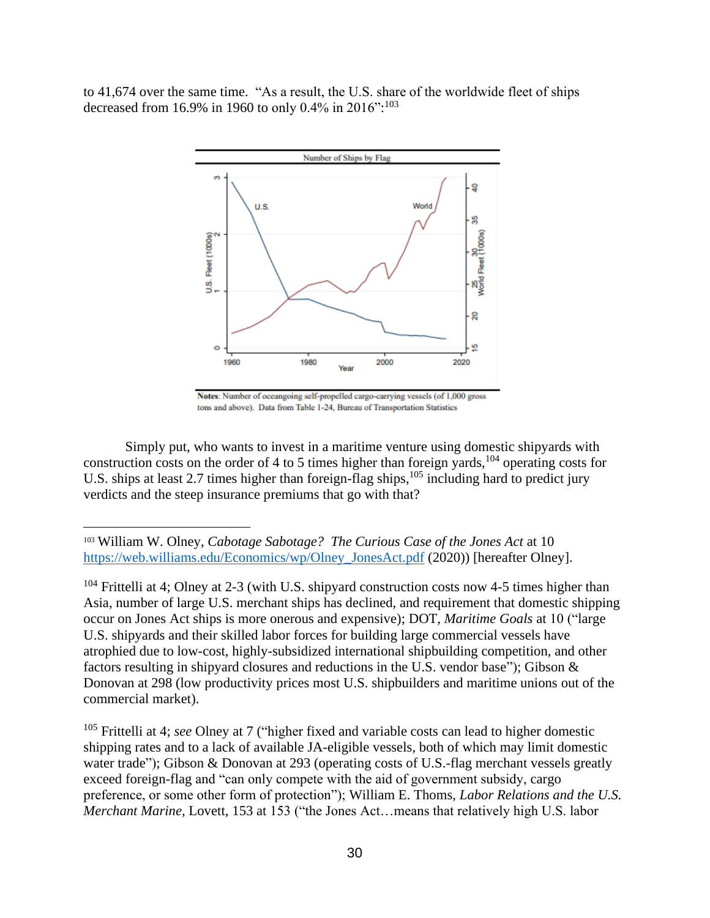to 41,674 over the same time. "As a result, the U.S. share of the worldwide fleet of ships decreased from 16.9% in 1960 to only 0.4% in 2016":[103]

Number of Ships by Flag

**Notes**: Number of oceangoing self-propelled cargo-carrying vessels (of 1,000 gross tons and above). Data from Table 1-24, Bureau of Transportation Statistics

Simply put, who wants to invest in a maritime venture using domestic shipyards with construction costs on the order of 4 to 5 times higher than foreign yards,[104] operating costs for U.S. ships at least 2.7 times higher than foreign-flag ships,[105] including hard to predict jury verdicts and the steep insurance premiums that go with that?

---

[103] William W. Olney, *Cabotage Sabotage? The Curious Case of the Jones Act* at 10 https://web.williams.edu/Economics/wp/Olney_JonesAct.pdf (2020)) [hereafter Olney].

[104] Frittelli at 4; Olney at 2-3 (with U.S. shipyard construction costs now 4-5 times higher than Asia, number of large U.S. merchant ships has declined, and requirement that domestic shipping occur on Jones Act ships is more onerous and expensive); DOT, *Maritime Goals* at 10 ("large U.S. shipyards and their skilled labor forces for building large commercial vessels have atrophied due to low-cost, highly-subsidized international shipbuilding competition, and other factors resulting in shipyard closures and reductions in the U.S. vendor base"); Gibson & Donovan at 298 (low productivity prices most U.S. shipbuilders and maritime unions out of the commercial market).

[105] Frittelli at 4; *see* Olney at 7 ("higher fixed and variable costs can lead to higher domestic shipping rates and to a lack of available JA-eligible vessels, both of which may limit domestic water trade"); Gibson & Donovan at 293 (operating costs of U.S.-flag merchant vessels greatly exceed foreign-flag and "can only compete with the aid of government subsidy, cargo preference, or some other form of protection"); William E. Thoms, *Labor Relations and the U.S. Merchant Marine*, Lovett, 153 at 153 ("the Jones Act…means that relatively high U.S. labor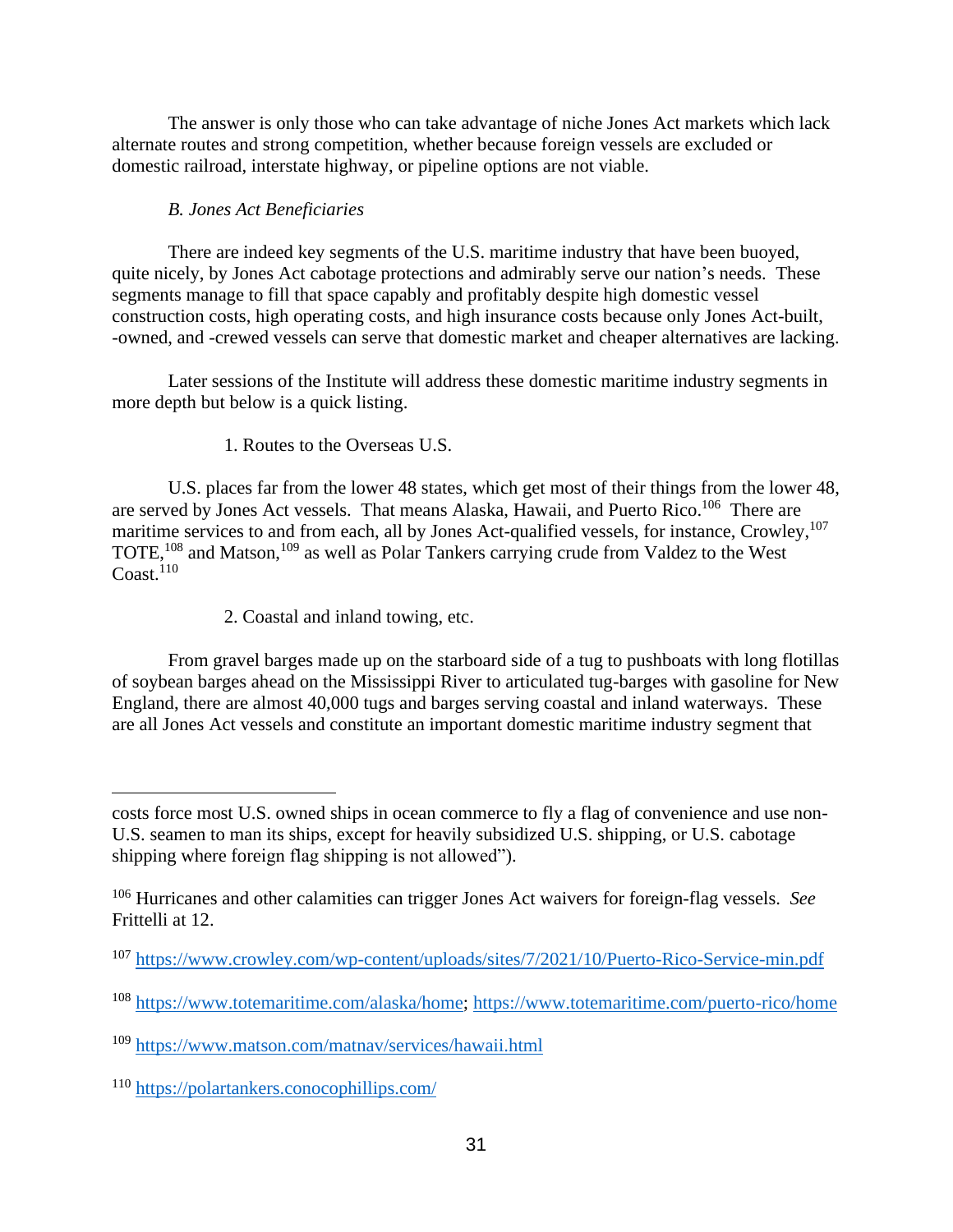The answer is only those who can take advantage of niche Jones Act markets which lack alternate routes and strong competition, whether because foreign vessels are excluded or domestic railroad, interstate highway, or pipeline options are not viable.

*B. Jones Act Beneficiaries*

There are indeed key segments of the U.S. maritime industry that have been buoyed, quite nicely, by Jones Act cabotage protections and admirably serve our nation's needs. These segments manage to fill that space capably and profitably despite high domestic vessel construction costs, high operating costs, and high insurance costs because only Jones Act-built, -owned, and -crewed vessels can serve that domestic market and cheaper alternatives are lacking.

Later sessions of the Institute will address these domestic maritime industry segments in more depth but below is a quick listing.

1. Routes to the Overseas U.S.

U.S. places far from the lower 48 states, which get most of their things from the lower 48, are served by Jones Act vessels. That means Alaska, Hawaii, and Puerto Rico.[106] There are maritime services to and from each, all by Jones Act-qualified vessels, for instance, Crowley,[107] TOTE,[108] and Matson,[109] as well as Polar Tankers carrying crude from Valdez to the West Coast.[110]

2. Coastal and inland towing, etc.

From gravel barges made up on the starboard side of a tug to pushboats with long flotillas of soybean barges ahead on the Mississippi River to articulated tug-barges with gasoline for New England, there are almost 40,000 tugs and barges serving coastal and inland waterways. These are all Jones Act vessels and constitute an important domestic maritime industry segment that

---

costs force most U.S. owned ships in ocean commerce to fly a flag of convenience and use non-U.S. seamen to man its ships, except for heavily subsidized U.S. shipping, or U.S. cabotage shipping where foreign flag shipping is not allowed").

[106] Hurricanes and other calamities can trigger Jones Act waivers for foreign-flag vessels. *See* Frittelli at 12.

[107] https://www.crowley.com/wp-content/uploads/sites/7/2021/10/Puerto-Rico-Service-min.pdf

[108] https://www.totemaritime.com/alaska/home; https://www.totemaritime.com/puerto-rico/home

[109] https://www.matson.com/matnav/services/hawaii.html

[110] https://polartankers.conocophillips.com/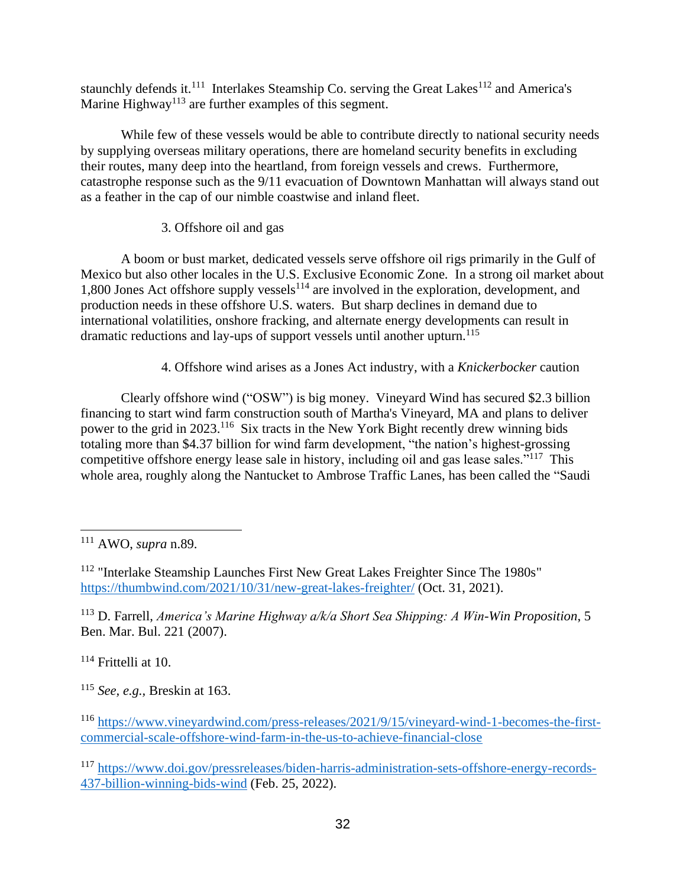staunchly defends it.[111] Interlakes Steamship Co. serving the Great Lakes[112] and America's Marine Highway[113] are further examples of this segment.

While few of these vessels would be able to contribute directly to national security needs by supplying overseas military operations, there are homeland security benefits in excluding their routes, many deep into the heartland, from foreign vessels and crews. Furthermore, catastrophe response such as the 9/11 evacuation of Downtown Manhattan will always stand out as a feather in the cap of our nimble coastwise and inland fleet.

### 3. Offshore oil and gas

A boom or bust market, dedicated vessels serve offshore oil rigs primarily in the Gulf of Mexico but also other locales in the U.S. Exclusive Economic Zone. In a strong oil market about 1,800 Jones Act offshore supply vessels[114] are involved in the exploration, development, and production needs in these offshore U.S. waters. But sharp declines in demand due to international volatilities, onshore fracking, and alternate energy developments can result in dramatic reductions and lay-ups of support vessels until another upturn.[115]

### 4. Offshore wind arises as a Jones Act industry, with a *Knickerbocker* caution

Clearly offshore wind ("OSW") is big money. Vineyard Wind has secured $2.3 billion financing to start wind farm construction south of Martha's Vineyard, MA and plans to deliver power to the grid in 2023.[116] Six tracts in the New York Bight recently drew winning bids totaling more than $4.37 billion for wind farm development, "the nation's highest-grossing competitive offshore energy lease sale in history, including oil and gas lease sales."[117] This whole area, roughly along the Nantucket to Ambrose Traffic Lanes, has been called the "Saudi

---

[111] AWO, *supra* n.89.

[112] "Interlake Steamship Launches First New Great Lakes Freighter Since The 1980s" https://thumbwind.com/2021/10/31/new-great-lakes-freighter/ (Oct. 31, 2021).

[113] D. Farrell, *America's Marine Highway a/k/a Short Sea Shipping: A Win-Win Proposition*, 5 Ben. Mar. Bul. 221 (2007).

[114] Frittelli at 10.

[115] *See, e.g.*, Breskin at 163.

[116] https://www.vineyardwind.com/press-releases/2021/9/15/vineyard-wind-1-becomes-the-first-commercial-scale-offshore-wind-farm-in-the-us-to-achieve-financial-close

[117] https://www.doi.gov/pressreleases/biden-harris-administration-sets-offshore-energy-records-437-billion-winning-bids-wind (Feb. 25, 2022).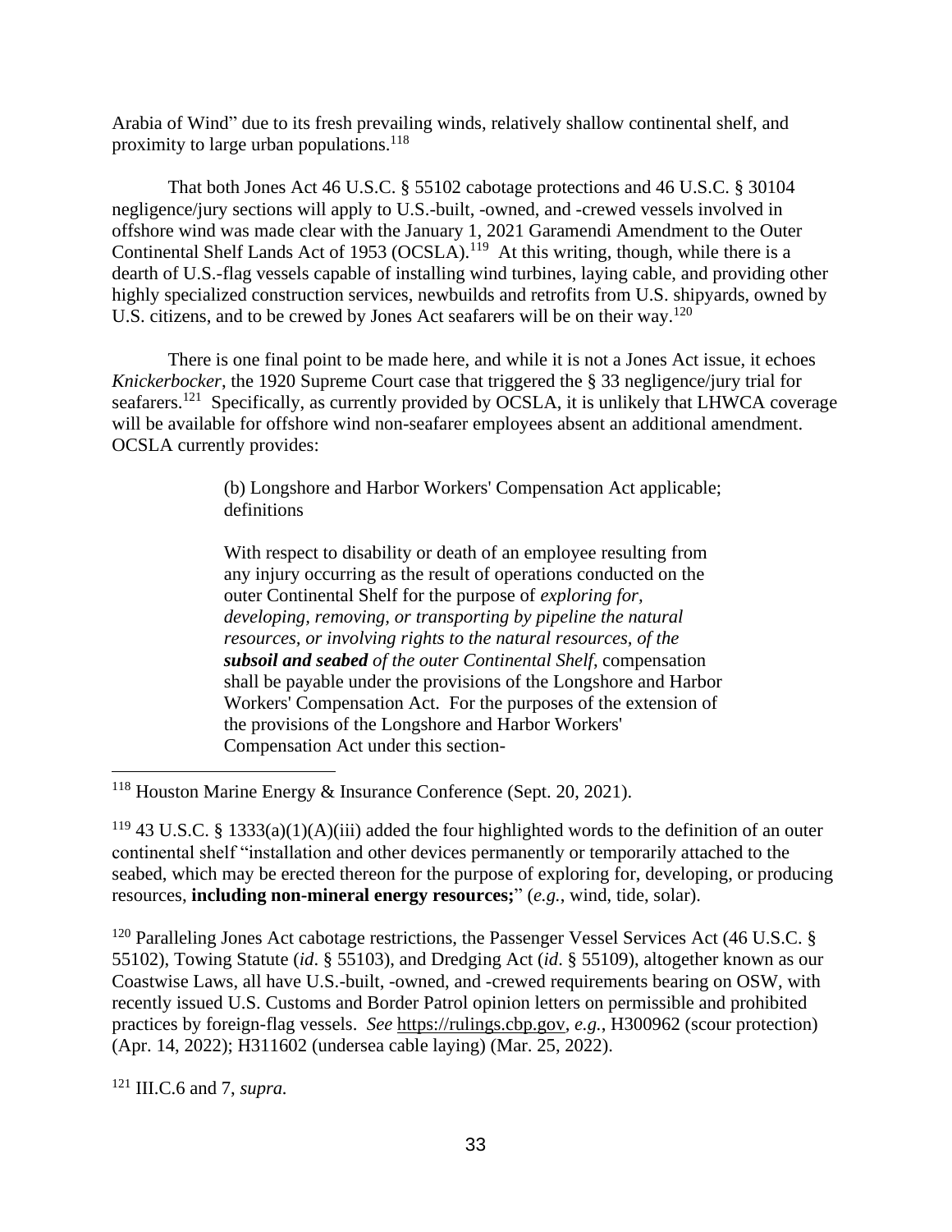Arabia of Wind" due to its fresh prevailing winds, relatively shallow continental shelf, and proximity to large urban populations.[118]

That both Jones Act 46 U.S.C. § 55102 cabotage protections and 46 U.S.C. § 30104 negligence/jury sections will apply to U.S.-built, -owned, and -crewed vessels involved in offshore wind was made clear with the January 1, 2021 Garamendi Amendment to the Outer Continental Shelf Lands Act of 1953 (OCSLA).[119] At this writing, though, while there is a dearth of U.S.-flag vessels capable of installing wind turbines, laying cable, and providing other highly specialized construction services, newbuilds and retrofits from U.S. shipyards, owned by U.S. citizens, and to be crewed by Jones Act seafarers will be on their way.[120]

There is one final point to be made here, and while it is not a Jones Act issue, it echoes *Knickerbocker*, the 1920 Supreme Court case that triggered the § 33 negligence/jury trial for seafarers.[121] Specifically, as currently provided by OCSLA, it is unlikely that LHWCA coverage will be available for offshore wind non-seafarer employees absent an additional amendment. OCSLA currently provides:

> (b) Longshore and Harbor Workers' Compensation Act applicable; definitions
>
> With respect to disability or death of an employee resulting from any injury occurring as the result of operations conducted on the outer Continental Shelf for the purpose of *exploring for, developing, removing, or transporting by pipeline the natural resources, or involving rights to the natural resources, of the* ***subsoil and seabed*** *of the outer Continental Shelf*, compensation shall be payable under the provisions of the Longshore and Harbor Workers' Compensation Act. For the purposes of the extension of the provisions of the Longshore and Harbor Workers' Compensation Act under this section-

---

[118] Houston Marine Energy & Insurance Conference (Sept. 20, 2021).

[119] 43 U.S.C. § 1333(a)(1)(A)(iii) added the four highlighted words to the definition of an outer continental shelf "installation and other devices permanently or temporarily attached to the seabed, which may be erected thereon for the purpose of exploring for, developing, or producing resources, **including non-mineral energy resources;**" (*e.g.*, wind, tide, solar).

[120] Paralleling Jones Act cabotage restrictions, the Passenger Vessel Services Act (46 U.S.C. § 55102), Towing Statute (*id*. § 55103), and Dredging Act (*id*. § 55109), altogether known as our Coastwise Laws, all have U.S.-built, -owned, and -crewed requirements bearing on OSW, with recently issued U.S. Customs and Border Patrol opinion letters on permissible and prohibited practices by foreign-flag vessels. *See* https://rulings.cbp.gov, *e.g.*, H300962 (scour protection) (Apr. 14, 2022); H311602 (undersea cable laying) (Mar. 25, 2022).

[121] III.C.6 and 7, *supra.*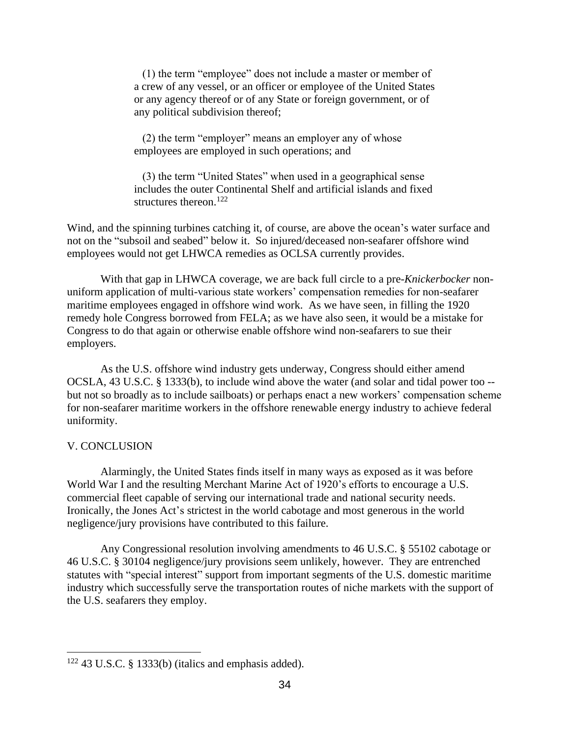> (1) the term "employee" does not include a master or member of a crew of any vessel, or an officer or employee of the United States or any agency thereof or of any State or foreign government, or of any political subdivision thereof;
>
> (2) the term "employer" means an employer any of whose employees are employed in such operations; and
>
> (3) the term "United States" when used in a geographical sense includes the outer Continental Shelf and artificial islands and fixed structures thereon.[122]

Wind, and the spinning turbines catching it, of course, are above the ocean's water surface and not on the "subsoil and seabed" below it. So injured/deceased non-seafarer offshore wind employees would not get LHWCA remedies as OCLSA currently provides.

With that gap in LHWCA coverage, we are back full circle to a pre-*Knickerbocker* non-uniform application of multi-various state workers' compensation remedies for non-seafarer maritime employees engaged in offshore wind work. As we have seen, in filling the 1920 remedy hole Congress borrowed from FELA; as we have also seen, it would be a mistake for Congress to do that again or otherwise enable offshore wind non-seafarers to sue their employers.

As the U.S. offshore wind industry gets underway, Congress should either amend OCSLA, 43 U.S.C. § 1333(b), to include wind above the water (and solar and tidal power too -- but not so broadly as to include sailboats) or perhaps enact a new workers' compensation scheme for non-seafarer maritime workers in the offshore renewable energy industry to achieve federal uniformity.

## V. CONCLUSION

Alarmingly, the United States finds itself in many ways as exposed as it was before World War I and the resulting Merchant Marine Act of 1920's efforts to encourage a U.S. commercial fleet capable of serving our international trade and national security needs. Ironically, the Jones Act's strictest in the world cabotage and most generous in the world negligence/jury provisions have contributed to this failure.

Any Congressional resolution involving amendments to 46 U.S.C. § 55102 cabotage or 46 U.S.C. § 30104 negligence/jury provisions seem unlikely, however. They are entrenched statutes with "special interest" support from important segments of the U.S. domestic maritime industry which successfully serve the transportation routes of niche markets with the support of the U.S. seafarers they employ.

---

[122] 43 U.S.C. § 1333(b) (italics and emphasis added).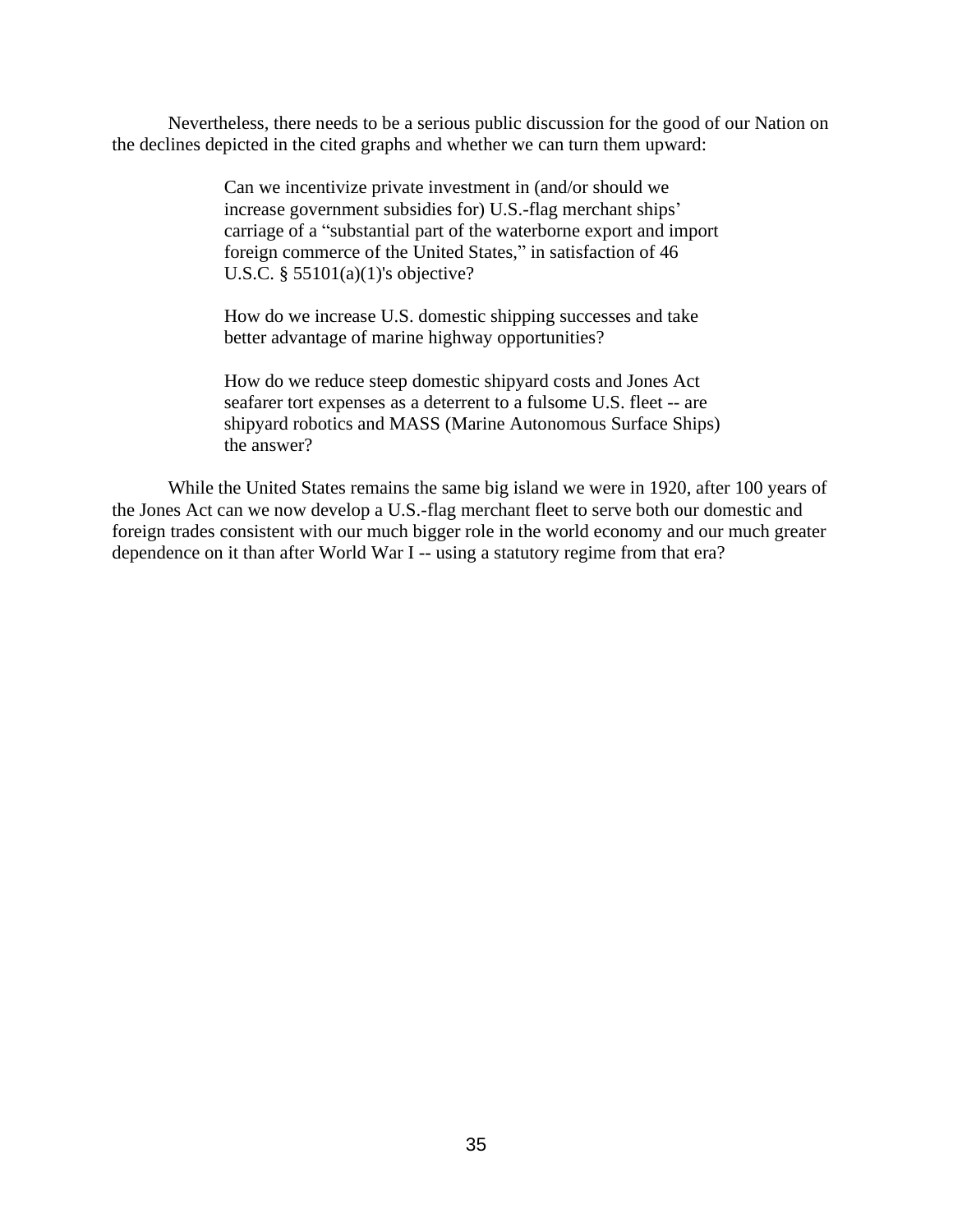Nevertheless, there needs to be a serious public discussion for the good of our Nation on the declines depicted in the cited graphs and whether we can turn them upward:

> Can we incentivize private investment in (and/or should we increase government subsidies for) U.S.-flag merchant ships' carriage of a "substantial part of the waterborne export and import foreign commerce of the United States," in satisfaction of 46 U.S.C. § 55101(a)(1)'s objective?
>
> How do we increase U.S. domestic shipping successes and take better advantage of marine highway opportunities?
>
> How do we reduce steep domestic shipyard costs and Jones Act seafarer tort expenses as a deterrent to a fulsome U.S. fleet -- are shipyard robotics and MASS (Marine Autonomous Surface Ships) the answer?

While the United States remains the same big island we were in 1920, after 100 years of the Jones Act can we now develop a U.S.-flag merchant fleet to serve both our domestic and foreign trades consistent with our much bigger role in the world economy and our much greater dependence on it than after World War I -- using a statutory regime from that era?